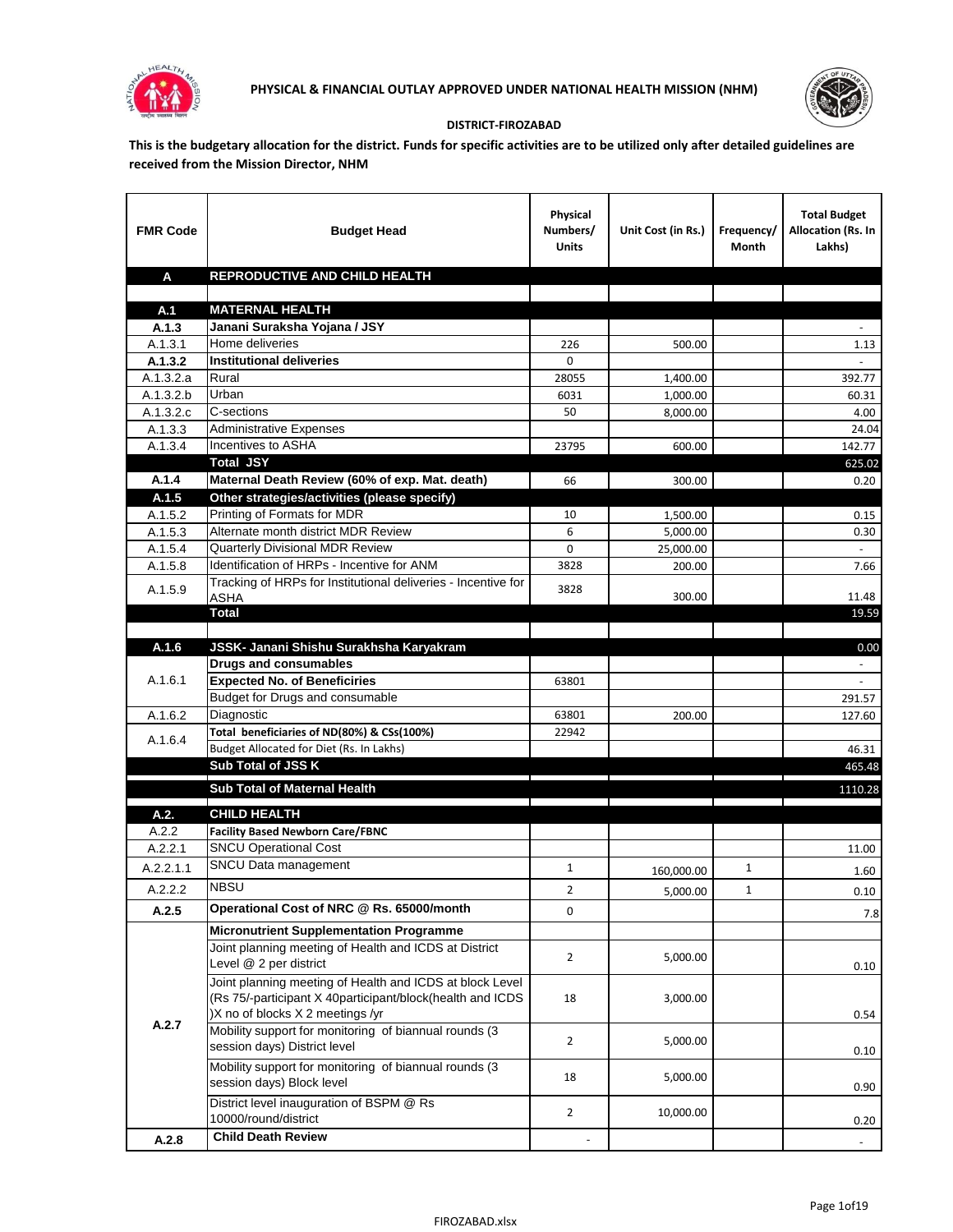**PHYSICAL & FINANCIAL OUTLAY APPROVED UNDER NATIONAL HEALTH MISSION (NHM)**

**DISTRICT-FIROZABAD**

**This is the budgetary allocation for the district. Funds for specific activities are to be utilized only after detailed guidelines are received from the Mission Director, NHM**

| FMR Code | Budget Head | Physical Numbers/ Units | Unit Cost (in Rs.) | Frequency/ Month | Total Budget Allocation (Rs. In Lakhs) |
|---|---|---|---|---|---|
| **A** | **REPRODUCTIVE AND CHILD HEALTH** | | | | |
| | | | | | |
| **A.1** | **MATERNAL HEALTH** | | | | |
| **A.1.3** | **Janani Suraksha Yojana / JSY** | | | | - |
| A.1.3.1 | Home deliveries | 226 | 500.00 | | 1.13 |
| **A.1.3.2** | **Institutional deliveries** | 0 | | | - |
| A.1.3.2.a | Rural | 28055 | 1,400.00 | | 392.77 |
| A.1.3.2.b | Urban | 6031 | 1,000.00 | | 60.31 |
| A.1.3.2.c | C-sections | 50 | 8,000.00 | | 4.00 |
| A.1.3.3 | Administrative Expenses | | | | 24.04 |
| A.1.3.4 | Incentives to ASHA | 23795 | 600.00 | | 142.77 |
| | **Total JSY** | | | | 625.02 |
| **A.1.4** | **Maternal Death Review (60% of exp. Mat. death)** | 66 | 300.00 | | 0.20 |
| **A.1.5** | **Other strategies/activities (please specify)** | | | | |
| A.1.5.2 | Printing of Formats for MDR | 10 | 1,500.00 | | 0.15 |
| A.1.5.3 | Alternate month district MDR Review | 6 | 5,000.00 | | 0.30 |
| A.1.5.4 | Quarterly Divisional MDR Review | 0 | 25,000.00 | | - |
| A.1.5.8 | Identification of HRPs - Incentive for ANM | 3828 | 200.00 | | 7.66 |
| A.1.5.9 | Tracking of HRPs for Institutional deliveries - Incentive for ASHA | 3828 | 300.00 | | 11.48 |
| | **Total** | | | | 19.59 |
| | | | | | |
| **A.1.6** | **JSSK- Janani Shishu Surakhsha Karyakram** | | | | 0.00 |
| A.1.6.1 | **Drugs and consumables** | | | | - |
| | **Expected No. of Beneficiries** | 63801 | | | - |
| | Budget for Drugs and consumable | | | | 291.57 |
| A.1.6.2 | Diagnostic | 63801 | 200.00 | | 127.60 |
| A.1.6.4 | **Total beneficiaries of ND(80%) & CSs(100%)** | 22942 | | | |
| | Budget Allocated for Diet (Rs. In Lakhs) | | | | 46.31 |
| | **Sub Total of JSS K** | | | | 465.48 |
| | **Sub Total of Maternal Health** | | | | 1110.28 |
| **A.2.** | **CHILD HEALTH** | | | | |
| A.2.2 | **Facility Based Newborn Care/FBNC** | | | | |
| A.2.2.1 | SNCU Operational Cost | | | | 11.00 |
| A.2.2.1.1 | SNCU Data management | 1 | 160,000.00 | 1 | 1.60 |
| A.2.2.2 | NBSU | 2 | 5,000.00 | 1 | 0.10 |
| **A.2.5** | **Operational Cost of NRC @ Rs. 65000/month** | 0 | | | 7.8 |
| A.2.7 | **Micronutrient Supplementation Programme** | | | | |
| | Joint planning meeting of Health and ICDS at District Level @ 2 per district | 2 | 5,000.00 | | 0.10 |
| | Joint planning meeting of Health and ICDS at block Level (Rs 75/-participant X 40participant/block(health and ICDS )X no of blocks X 2 meetings /yr | 18 | 3,000.00 | | 0.54 |
| | Mobility support for monitoring of biannual rounds (3 session days) District level | 2 | 5,000.00 | | 0.10 |
| | Mobility support for monitoring of biannual rounds (3 session days) Block level | 18 | 5,000.00 | | 0.90 |
| | District level inauguration of BSPM @ Rs 10000/round/district | 2 | 10,000.00 | | 0.20 |
| **A.2.8** | **Child Death Review** | - | | | - |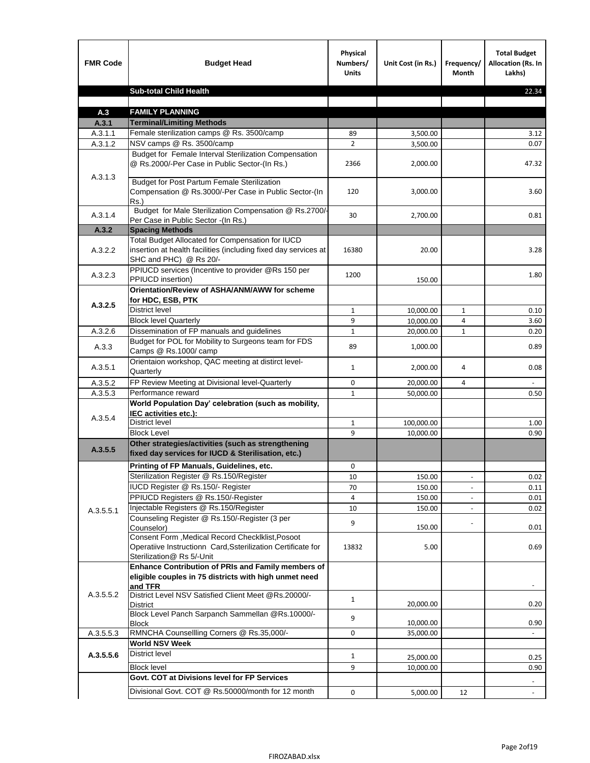| FMR Code | Budget Head | Physical Numbers/ Units | Unit Cost (in Rs.) | Frequency/ Month | Total Budget Allocation (Rs. In Lakhs) |
|---|---|---|---|---|---|
| | **Sub-total Child Health** | | | | 22.34 |
| | | | | | |
| **A.3** | **FAMILY PLANNING** | | | | |
| **A.3.1** | **Terminal/Limiting Methods** | | | | |
| A.3.1.1 | Female sterilization camps @ Rs. 3500/camp | 89 | 3,500.00 | | 3.12 |
| A.3.1.2 | NSV camps @ Rs. 3500/camp | 2 | 3,500.00 | | 0.07 |
| A.3.1.3 | Budget for Female Interval Sterilization Compensation @ Rs.2000/-Per Case in Public Sector-(In Rs.) | 2366 | 2,000.00 | | 47.32 |
| | Budget for Post Partum Female Sterilization Compensation @ Rs.3000/-Per Case in Public Sector-(In Rs.) | 120 | 3,000.00 | | 3.60 |
| A.3.1.4 | Budget for Male Sterilization Compensation @ Rs.2700/-Per Case in Public Sector -(In Rs.) | 30 | 2,700.00 | | 0.81 |
| **A.3.2** | **Spacing Methods** | | | | |
| A.3.2.2 | Total Budget Allocated for Compensation for IUCD insertion at health facilities (including fixed day services at SHC and PHC) @ Rs 20/- | 16380 | 20.00 | | 3.28 |
| A.3.2.3 | PPIUCD services (Incentive to provider @Rs 150 per PPIUCD insertion) | 1200 | 150.00 | | 1.80 |
| **A.3.2.5** | **Orientation/Review of ASHA/ANM/AWW for scheme for HDC, ESB, PTK** | | | | |
| | District level | 1 | 10,000.00 | 1 | 0.10 |
| | Block level Quarterly | 9 | 10,000.00 | 4 | 3.60 |
| A.3.2.6 | Dissemination of FP manuals and guidelines | 1 | 20,000.00 | 1 | 0.20 |
| A.3.3 | Budget for POL for Mobility to Surgeons team for FDS Camps @ Rs.1000/ camp | 89 | 1,000.00 | | 0.89 |
| A.3.5.1 | Orientaion workshop, QAC meeting at distirct level-Quarterly | 1 | 2,000.00 | 4 | 0.08 |
| A.3.5.2 | FP Review Meeting at Divisional level-Quarterly | 0 | 20,000.00 | 4 | - |
| A.3.5.3 | Performance reward | 1 | 50,000.00 | | 0.50 |
| A.3.5.4 | **World Population Day' celebration (such as mobility, IEC activities etc.):** | | | | |
| | District level | 1 | 100,000.00 | | 1.00 |
| | Block Level | 9 | 10,000.00 | | 0.90 |
| **A.3.5.5** | **Other strategies/activities (such as strengthening fixed day services for IUCD & Sterilisation, etc.)** | | | | |
| A.3.5.5.1 | **Printing of FP Manuals, Guidelines, etc.** | 0 | | | |
| | Sterilization Register @ Rs.150/Register | 10 | 150.00 | - | 0.02 |
| | IUCD Register @ Rs.150/- Register | 70 | 150.00 | - | 0.11 |
| | PPIUCD Registers @ Rs.150/-Register | 4 | 150.00 | - | 0.01 |
| | Injectable Registers @ Rs.150/Register | 10 | 150.00 | - | 0.02 |
| | Counseling Register @ Rs.150/-Register (3 per Counselor) | 9 | 150.00 | - | 0.01 |
| | Consent Form ,Medical Record Checklklist,Posoot Operatiive Instructionn Card,Ssterilization Certificate for Sterilization@ Rs 5/-Unit | 13832 | 5.00 | | 0.69 |
| A.3.5.5.2 | **Enhance Contribution of PRIs and Family members of eligible couples in 75 districts with high unmet need and TFR** | | | | - |
| | District Level NSV Satisfied Client Meet @Rs.20000/-District | 1 | 20,000.00 | | 0.20 |
| | Block Level Panch Sarpanch Sammellan @Rs.10000/-Block | 9 | 10,000.00 | | 0.90 |
| A.3.5.5.3 | RMNCHA Counsellling Corners @ Rs.35,000/- | 0 | 35,000.00 | | - |
| **A.3.5.5.6** | **World NSV Week** | | | | |
| | District level | 1 | 25,000.00 | | 0.25 |
| | Block level | 9 | 10,000.00 | | 0.90 |
| | **Govt. COT at Divisions level for FP Services** | | | | - |
| | Divisional Govt. COT @ Rs.50000/month for 12 month | 0 | 5,000.00 | 12 | - |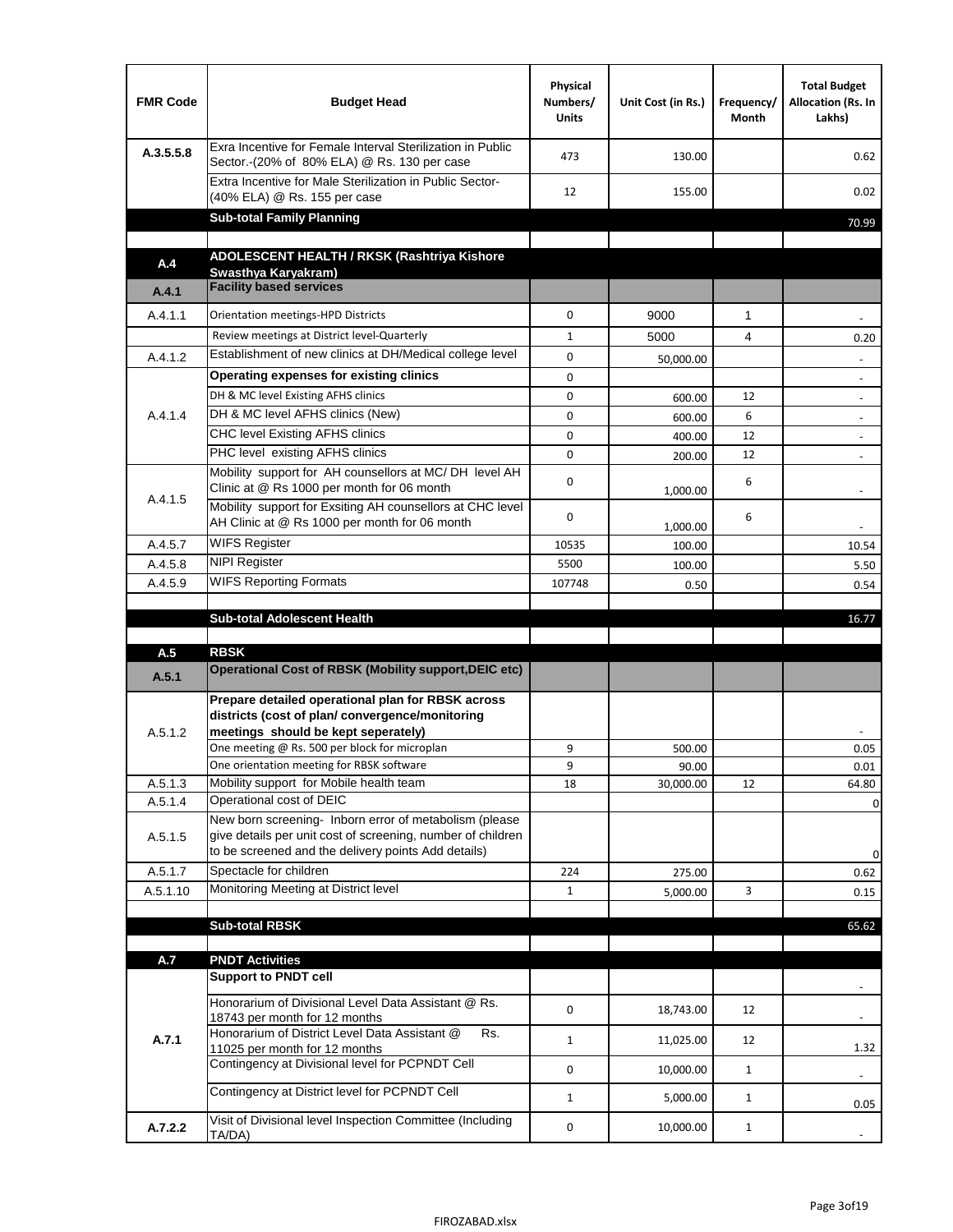| FMR Code | Budget Head | Physical Numbers/ Units | Unit Cost (in Rs.) | Frequency/ Month | Total Budget Allocation (Rs. In Lakhs) |
|---|---|---|---|---|---|
| A.3.5.5.8 | Exra Incentive for Female Interval Sterilization in Public Sector.-(20% of 80% ELA) @ Rs. 130 per case | 473 | 130.00 | | 0.62 |
| | Extra Incentive for Male Sterilization in Public Sector-(40% ELA) @ Rs. 155 per case | 12 | 155.00 | | 0.02 |
| | **Sub-total Family Planning** | | | | 70.99 |
| | | | | | |
| **A.4** | **ADOLESCENT HEALTH / RKSK (Rashtriya Kishore Swasthya Karyakram)** | | | | |
| **A.4.1** | **Facility based services** | | | | |
| A.4.1.1 | Orientation meetings-HPD Districts | 0 | 9000 | 1 | - |
| | Review meetings at District level-Quarterly | 1 | 5000 | 4 | 0.20 |
| A.4.1.2 | Establishment of new clinics at DH/Medical college level | 0 | 50,000.00 | | - |
| A.4.1.4 | **Operating expenses for existing clinics** | 0 | | | - |
| | DH & MC level Existing AFHS clinics | 0 | 600.00 | 12 | - |
| | DH & MC level AFHS clinics (New) | 0 | 600.00 | 6 | - |
| | CHC level Existing AFHS clinics | 0 | 400.00 | 12 | - |
| | PHC level existing AFHS clinics | 0 | 200.00 | 12 | - |
| A.4.1.5 | Mobility support for AH counsellors at MC/ DH level AH Clinic at @ Rs 1000 per month for 06 month | 0 | 1,000.00 | 6 | - |
| | Mobility support for Exsiting AH counsellors at CHC level AH Clinic at @ Rs 1000 per month for 06 month | 0 | 1,000.00 | 6 | - |
| A.4.5.7 | WIFS Register | 10535 | 100.00 | | 10.54 |
| A.4.5.8 | NIPI Register | 5500 | 100.00 | | 5.50 |
| A.4.5.9 | WIFS Reporting Formats | 107748 | 0.50 | | 0.54 |
| | | | | | |
| | **Sub-total Adolescent Health** | | | | 16.77 |
| | | | | | |
| **A.5** | **RBSK** | | | | |
| **A.5.1** | **Operational Cost of RBSK (Mobility support,DEIC etc)** | | | | |
| A.5.1.2 | **Prepare detailed operational plan for RBSK across districts (cost of plan/ convergence/monitoring meetings should be kept seperately)** | | | | - |
| | One meeting @ Rs. 500 per block for microplan | 9 | 500.00 | | 0.05 |
| | One orientation meeting for RBSK software | 9 | 90.00 | | 0.01 |
| A.5.1.3 | Mobility support for Mobile health team | 18 | 30,000.00 | 12 | 64.80 |
| A.5.1.4 | Operational cost of DEIC | | | | 0 |
| A.5.1.5 | New born screening- Inborn error of metabolism (please give details per unit cost of screening, number of children to be screened and the delivery points Add details) | | | | 0 |
| A.5.1.7 | Spectacle for children | 224 | 275.00 | | 0.62 |
| A.5.1.10 | Monitoring Meeting at District level | 1 | 5,000.00 | 3 | 0.15 |
| | | | | | |
| | **Sub-total RBSK** | | | | 65.62 |
| | | | | | |
| **A.7** | **PNDT Activities** | | | | |
| **A.7.1** | **Support to PNDT cell** | | | | - |
| | Honorarium of Divisional Level Data Assistant @ Rs. 18743 per month for 12 months | 0 | 18,743.00 | 12 | - |
| | Honorarium of District Level Data Assistant @ Rs. 11025 per month for 12 months | 1 | 11,025.00 | 12 | 1.32 |
| | Contingency at Divisional level for PCPNDT Cell | 0 | 10,000.00 | 1 | - |
| | Contingency at District level for PCPNDT Cell | 1 | 5,000.00 | 1 | 0.05 |
| **A.7.2.2** | Visit of Divisional level Inspection Committee (Including TA/DA) | 0 | 10,000.00 | 1 | - |

FIROZABAD.xlsx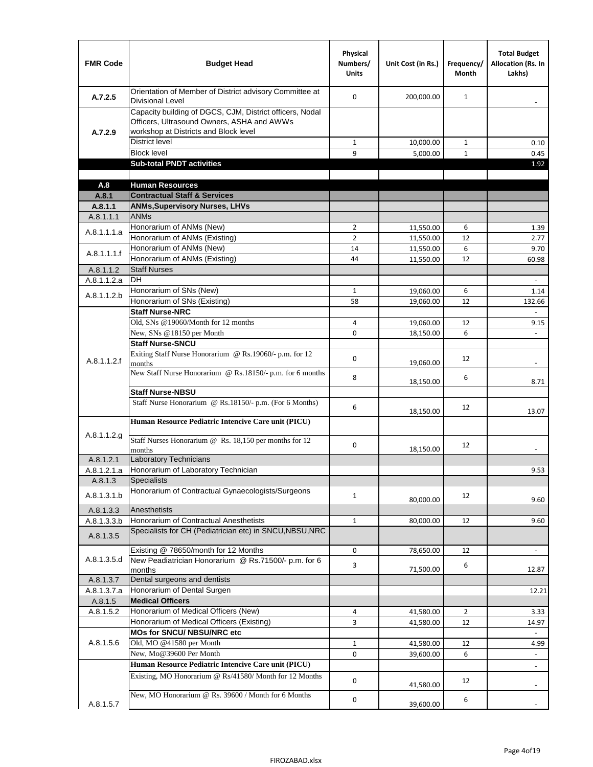| FMR Code | Budget Head | Physical Numbers/ Units | Unit Cost (in Rs.) | Frequency/ Month | Total Budget Allocation (Rs. In Lakhs) |
|---|---|---|---|---|---|
| A.7.2.5 | Orientation of Member of District advisory Committee at Divisional Level | 0 | 200,000.00 | 1 | - |
| A.7.2.9 | Capacity building of DGCS, CJM, District officers, Nodal Officers, Ultrasound Owners, ASHA and AWWs workshop at Districts and Block level | | | | |
| | District level | 1 | 10,000.00 | 1 | 0.10 |
| | Block level | 9 | 5,000.00 | 1 | 0.45 |
| | **Sub-total PNDT activities** | | | | 1.92 |
| | | | | | |
| **A.8** | **Human Resources** | | | | |
| **A.8.1** | **Contractual Staff & Services** | | | | |
| **A.8.1.1** | **ANMs,Supervisory Nurses, LHVs** | | | | |
| A.8.1.1.1 | ANMs | | | | |
| A.8.1.1.1.a | Honorarium of ANMs (New) | 2 | 11,550.00 | 6 | 1.39 |
| | Honorarium of ANMs (Existing) | 2 | 11,550.00 | 12 | 2.77 |
| A.8.1.1.1.f | Honorarium of ANMs (New) | 14 | 11,550.00 | 6 | 9.70 |
| | Honorarium of ANMs (Existing) | 44 | 11,550.00 | 12 | 60.98 |
| A.8.1.1.2 | Staff Nurses | | | | |
| A.8.1.1.2.a | DH | | | | - |
| A.8.1.1.2.b | Honorarium of SNs (New) | 1 | 19,060.00 | 6 | 1.14 |
| | Honorarium of SNs (Existing) | 58 | 19,060.00 | 12 | 132.66 |
| A.8.1.1.2.f | **Staff Nurse-NRC** | | | | - |
| | Old, SNs @19060/Month for 12 months | 4 | 19,060.00 | 12 | 9.15 |
| | New, SNs @18150 per Month | 0 | 18,150.00 | 6 | - |
| | **Staff Nurse-SNCU** | | | | |
| | Exiting Staff Nurse Honorarium @ Rs.19060/- p.m. for 12 months | 0 | 19,060.00 | 12 | - |
| | New Staff Nurse Honorarium @ Rs.18150/- p.m. for 6 months | 8 | 18,150.00 | 6 | 8.71 |
| | **Staff Nurse-NBSU** | | | | |
| | Staff Nurse Honorarium @ Rs.18150/- p.m. (For 6 Months) | 6 | 18,150.00 | 12 | 13.07 |
| A.8.1.1.2.g | **Human Resource Pediatric Intencive Care unit (PICU)** | | | | |
| | Staff Nurses Honorarium @ Rs. 18,150 per months for 12 months | 0 | 18,150.00 | 12 | - |
| A.8.1.2.1 | Laboratory Technicians | | | | |
| A.8.1.2.1.a | Honorarium of Laboratory Technician | | | | 9.53 |
| A.8.1.3 | Specialists | | | | |
| A.8.1.3.1.b | Honorarium of Contractual Gynaecologists/Surgeons | 1 | 80,000.00 | 12 | 9.60 |
| A.8.1.3.3 | Anesthetists | | | | |
| A.8.1.3.3.b | Honorarium of Contractual Anesthetists | 1 | 80,000.00 | 12 | 9.60 |
| A.8.1.3.5 | Specialists for CH (Pediatrician etc) in SNCU,NBSU,NRC | | | | |
| A.8.1.3.5.d | Existing @ 78650/month for 12 Months | 0 | 78,650.00 | 12 | - |
| | New Peadiatrician Honorarium @ Rs.71500/- p.m. for 6 months | 3 | 71,500.00 | 6 | 12.87 |
| A.8.1.3.7 | Dental surgeons and dentists | | | | |
| A.8.1.3.7.a | Honorarium of Dental Surgen | | | | 12.21 |
| A.8.1.5 | **Medical Officers** | | | | |
| A.8.1.5.2 | Honorarium of Medical Officers (New) | 4 | 41,580.00 | 2 | 3.33 |
| | Honorarium of Medical Officers (Existing) | 3 | 41,580.00 | 12 | 14.97 |
| A.8.1.5.6 | **MOs for SNCU/ NBSU/NRC etc** | | | | - |
| | Old, MO @41580 per Month | 1 | 41,580.00 | 12 | 4.99 |
| | New, Mo@39600 Per Month | 0 | 39,600.00 | 6 | - |
| A.8.1.5.7 | **Human Resource Pediatric Intencive Care unit (PICU)** | | | | - |
| | Existing, MO Honorarium @ Rs/41580/ Month for 12 Months | 0 | 41,580.00 | 12 | - |
| | New, MO Honorarium @ Rs. 39600 / Month for 6 Months | 0 | 39,600.00 | 6 | - |

FIROZABAD.xlsx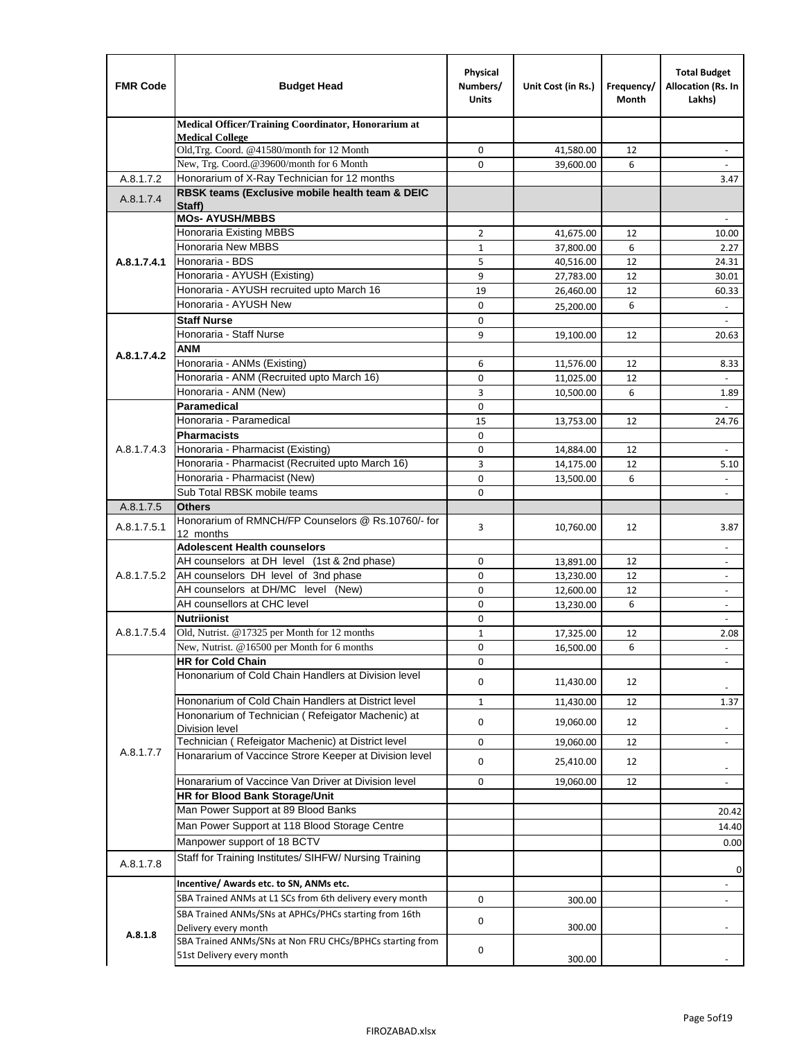| FMR Code | Budget Head | Physical Numbers/ Units | Unit Cost (in Rs.) | Frequency/ Month | Total Budget Allocation (Rs. In Lakhs) |
|---|---|---|---|---|---|
| | **Medical Officer/Training Coordinator, Honorarium at Medical College** | | | | |
| | Old,Trg. Coord. @41580/month for 12 Month | 0 | 41,580.00 | 12 | - |
| | New, Trg. Coord.@39600/month for 6 Month | 0 | 39,600.00 | 6 | - |
| A.8.1.7.2 | Honorarium of X-Ray Technician for 12 months | | | | 3.47 |
| A.8.1.7.4 | **RBSK teams (Exclusive mobile health team & DEIC Staff)** | | | | |
| A.8.1.7.4.1 | **MOs- AYUSH/MBBS** | | | | - |
| | Honoraria Existing MBBS | 2 | 41,675.00 | 12 | 10.00 |
| | Honoraria New MBBS | 1 | 37,800.00 | 6 | 2.27 |
| | Honoraria - BDS | 5 | 40,516.00 | 12 | 24.31 |
| | Honoraria - AYUSH (Existing) | 9 | 27,783.00 | 12 | 30.01 |
| | Honoraria - AYUSH recruited upto March 16 | 19 | 26,460.00 | 12 | 60.33 |
| | Honoraria - AYUSH New | 0 | 25,200.00 | 6 | - |
| A.8.1.7.4.2 | **Staff Nurse** | 0 | | | - |
| | Honoraria - Staff Nurse | 9 | 19,100.00 | 12 | 20.63 |
| | **ANM** | | | | |
| | Honoraria - ANMs (Existing) | 6 | 11,576.00 | 12 | 8.33 |
| | Honoraria - ANM (Recruited upto March 16) | 0 | 11,025.00 | 12 | - |
| | Honoraria - ANM (New) | 3 | 10,500.00 | 6 | 1.89 |
| A.8.1.7.4.3 | **Paramedical** | 0 | | | - |
| | Honoraria - Paramedical | 15 | 13,753.00 | 12 | 24.76 |
| | **Pharmacists** | 0 | | | |
| | Honoraria - Pharmacist (Existing) | 0 | 14,884.00 | 12 | - |
| | Honoraria - Pharmacist (Recruited upto March 16) | 3 | 14,175.00 | 12 | 5.10 |
| | Honoraria - Pharmacist (New) | 0 | 13,500.00 | 6 | - |
| | Sub Total RBSK mobile teams | 0 | | | - |
| A.8.1.7.5 | **Others** | | | | |
| A.8.1.7.5.1 | Honorarium of RMNCH/FP Counselors @ Rs.10760/- for 12 months | 3 | 10,760.00 | 12 | 3.87 |
| A.8.1.7.5.2 | **Adolescent Health counselors** | | | | - |
| | AH counselors at DH level (1st & 2nd phase) | 0 | 13,891.00 | 12 | - |
| | AH counselors DH level of 3nd phase | 0 | 13,230.00 | 12 | - |
| | AH counselors at DH/MC level (New) | 0 | 12,600.00 | 12 | - |
| | AH counsellors at CHC level | 0 | 13,230.00 | 6 | - |
| A.8.1.7.5.4 | **Nutriionist** | 0 | | | - |
| | Old, Nutrist. @17325 per Month for 12 months | 1 | 17,325.00 | 12 | 2.08 |
| | New, Nutrist. @16500 per Month for 6 months | 0 | 16,500.00 | 6 | - |
| A.8.1.7.7 | **HR for Cold Chain** | 0 | | | - |
| | Hononarium of Cold Chain Handlers at Division level | 0 | 11,430.00 | 12 | - |
| | Hononarium of Cold Chain Handlers at District level | 1 | 11,430.00 | 12 | 1.37 |
| | Hononarium of Technician ( Refeigator Machenic) at Division level | 0 | 19,060.00 | 12 | - |
| | Technician ( Refeigator Machenic) at District level | 0 | 19,060.00 | 12 | - |
| | Honararium of Vaccince Strore Keeper at Division level | 0 | 25,410.00 | 12 | - |
| | Honararium of Vaccince Van Driver at Division level | 0 | 19,060.00 | 12 | - |
| | **HR for Blood Bank Storage/Unit** | | | | |
| | Man Power Support at 89 Blood Banks | | | | 20.42 |
| | Man Power Support at 118 Blood Storage Centre | | | | 14.40 |
| | Manpower support of 18 BCTV | | | | 0.00 |
| A.8.1.7.8 | Staff for Training Institutes/ SIHFW/ Nursing Training | | | | 0 |
| A.8.1.8 | **Incentive/ Awards etc. to SN, ANMs etc.** | | | | - |
| | SBA Trained ANMs at L1 SCs from 6th delivery every month | 0 | 300.00 | | - |
| | SBA Trained ANMs/SNs at APHCs/PHCs starting from 16th Delivery every month | 0 | 300.00 | | - |
| | SBA Trained ANMs/SNs at Non FRU CHCs/BPHCs starting from 51st Delivery every month | 0 | 300.00 | | - |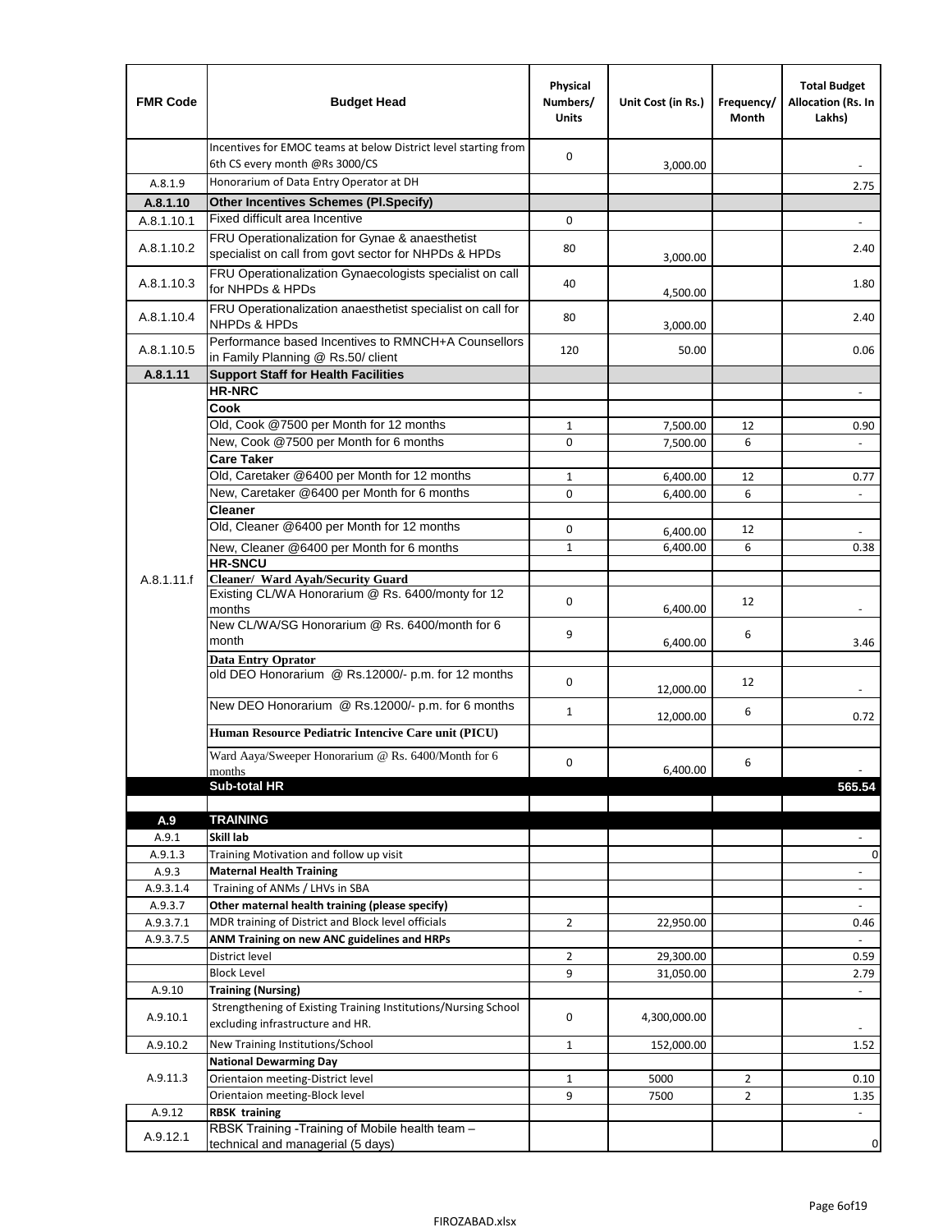| FMR Code | Budget Head | Physical Numbers/ Units | Unit Cost (in Rs.) | Frequency/ Month | Total Budget Allocation (Rs. In Lakhs) |
|---|---|---|---|---|---|
| | Incentives for EMOC teams at below District level starting from 6th CS every month @Rs 3000/CS | 0 | 3,000.00 | | - |
| A.8.1.9 | Honorarium of Data Entry Operator at DH | | | | 2.75 |
| **A.8.1.10** | **Other Incentives Schemes (Pl.Specify)** | | | | |
| A.8.1.10.1 | Fixed difficult area Incentive | 0 | | | - |
| A.8.1.10.2 | FRU Operationalization for Gynae & anaesthetist specialist on call from govt sector for NHPDs & HPDs | 80 | 3,000.00 | | 2.40 |
| A.8.1.10.3 | FRU Operationalization Gynaecologists specialist on call for NHPDs & HPDs | 40 | 4,500.00 | | 1.80 |
| A.8.1.10.4 | FRU Operationalization anaesthetist specialist on call for NHPDs & HPDs | 80 | 3,000.00 | | 2.40 |
| A.8.1.10.5 | Performance based Incentives to RMNCH+A Counsellors in Family Planning @ Rs.50/ client | 120 | 50.00 | | 0.06 |
| **A.8.1.11** | **Support Staff for Health Facilities** | | | | |
| A.8.1.11.f | **HR-NRC** | | | | - |
| | **Cook** | | | | |
| | Old, Cook @7500 per Month for 12 months | 1 | 7,500.00 | 12 | 0.90 |
| | New, Cook @7500 per Month for 6 months | 0 | 7,500.00 | 6 | - |
| | **Care Taker** | | | | |
| | Old, Caretaker @6400 per Month for 12 months | 1 | 6,400.00 | 12 | 0.77 |
| | New, Caretaker @6400 per Month for 6 months | 0 | 6,400.00 | 6 | - |
| | **Cleaner** | | | | |
| | Old, Cleaner @6400 per Month for 12 months | 0 | 6,400.00 | 12 | - |
| | New, Cleaner @6400 per Month for 6 months | 1 | 6,400.00 | 6 | 0.38 |
| | **HR-SNCU** | | | | |
| | **Cleaner/ Ward Ayah/Security Guard** | | | | |
| | Existing CL/WA Honorarium @ Rs. 6400/monty for 12 months | 0 | 6,400.00 | 12 | - |
| | New CL/WA/SG Honorarium @ Rs. 6400/month for 6 month | 9 | 6,400.00 | 6 | 3.46 |
| | **Data Entry Oprator** | | | | |
| | old DEO Honorarium @ Rs.12000/- p.m. for 12 months | 0 | 12,000.00 | 12 | - |
| | New DEO Honorarium @ Rs.12000/- p.m. for 6 months | 1 | 12,000.00 | 6 | 0.72 |
| | **Human Resource Pediatric Intencive Care unit (PICU)** | | | | |
| | Ward Aaya/Sweeper Honorarium @ Rs. 6400/Month for 6 months | 0 | 6,400.00 | 6 | - |
| | **Sub-total HR** | | | | **565.54** |
| | | | | | |
| **A.9** | **TRAINING** | | | | |
| A.9.1 | **Skill lab** | | | | - |
| A.9.1.3 | Training Motivation and follow up visit | | | | 0 |
| A.9.3 | **Maternal Health Training** | | | | - |
| A.9.3.1.4 | Training of ANMs / LHVs in SBA | | | | - |
| A.9.3.7 | **Other maternal health training (please specify)** | | | | - |
| A.9.3.7.1 | MDR training of District and Block level officials | 2 | 22,950.00 | | 0.46 |
| A.9.3.7.5 | **ANM Training on new ANC guidelines and HRPs** | | | | - |
| | District level | 2 | 29,300.00 | | 0.59 |
| | Block Level | 9 | 31,050.00 | | 2.79 |
| A.9.10 | **Training (Nursing)** | | | | - |
| A.9.10.1 | Strengthening of Existing Training Institutions/Nursing School excluding infrastructure and HR. | 0 | 4,300,000.00 | | - |
| A.9.10.2 | New Training Institutions/School | 1 | 152,000.00 | | 1.52 |
| A.9.11.3 | **National Dewarming Day** | | | | |
| | Orientaion meeting-District level | 1 | 5000 | 2 | 0.10 |
| | Orientaion meeting-Block level | 9 | 7500 | 2 | 1.35 |
| A.9.12 | **RBSK training** | | | | - |
| A.9.12.1 | RBSK Training -Training of Mobile health team – technical and managerial (5 days) | | | | 0 |

FIROZABAD.xlsx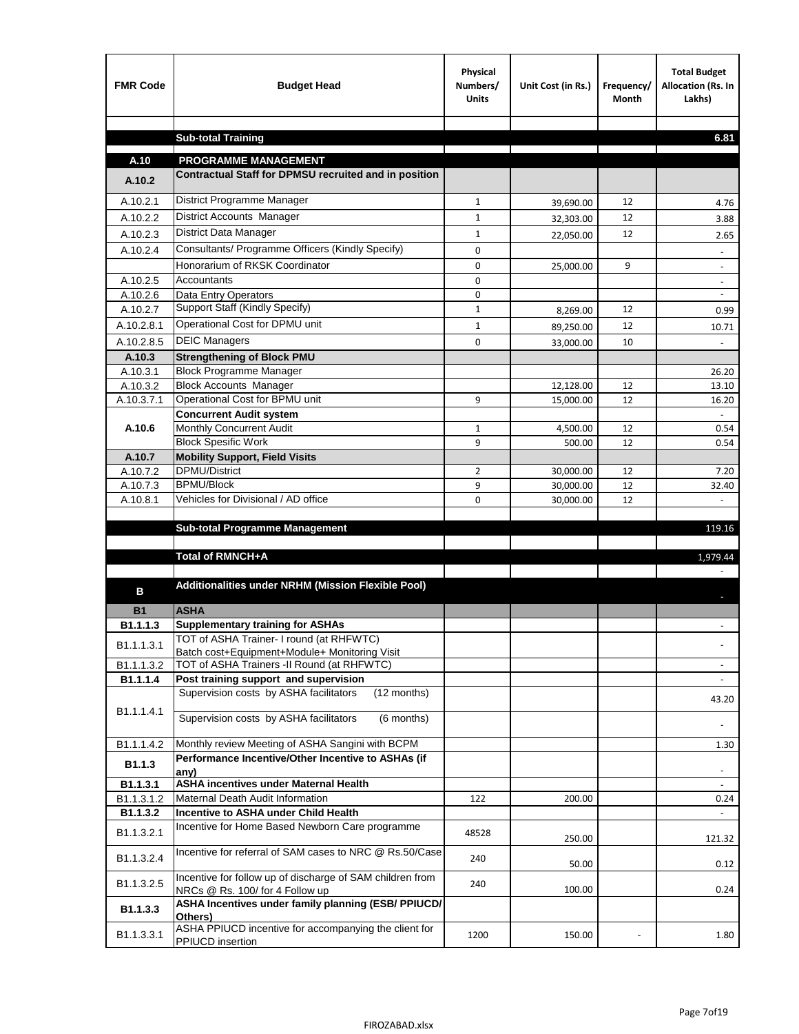| FMR Code | Budget Head | Physical Numbers/ Units | Unit Cost (in Rs.) | Frequency/ Month | Total Budget Allocation (Rs. In Lakhs) |
|---|---|---|---|---|---|
| | | | | | |
| | **Sub-total Training** | | | | **6.81** |
| | | | | | |
| **A.10** | **PROGRAMME MANAGEMENT** | | | | |
| **A.10.2** | **Contractual Staff for DPMSU recruited and in position** | | | | |
| A.10.2.1 | District Programme Manager | 1 | 39,690.00 | 12 | 4.76 |
| A.10.2.2 | District Accounts Manager | 1 | 32,303.00 | 12 | 3.88 |
| A.10.2.3 | District Data Manager | 1 | 22,050.00 | 12 | 2.65 |
| A.10.2.4 | Consultants/ Programme Officers (Kindly Specify) | 0 | | | - |
| | Honorarium of RKSK Coordinator | 0 | 25,000.00 | 9 | - |
| A.10.2.5 | Accountants | 0 | | | - |
| A.10.2.6 | Data Entry Operators | 0 | | | - |
| A.10.2.7 | Support Staff (Kindly Specify) | 1 | 8,269.00 | 12 | 0.99 |
| A.10.2.8.1 | Operational Cost for DPMU unit | 1 | 89,250.00 | 12 | 10.71 |
| A.10.2.8.5 | DEIC Managers | 0 | 33,000.00 | 10 | - |
| **A.10.3** | **Strengthening of Block PMU** | | | | |
| A.10.3.1 | Block Programme Manager | | | | 26.20 |
| A.10.3.2 | Block Accounts Manager | | 12,128.00 | 12 | 13.10 |
| A.10.3.7.1 | Operational Cost for BPMU unit | 9 | 15,000.00 | 12 | 16.20 |
| **A.10.6** | **Concurrent Audit system** | | | | - |
| | Monthly Concurrent Audit | 1 | 4,500.00 | 12 | 0.54 |
| | Block Spesific Work | 9 | 500.00 | 12 | 0.54 |
| **A.10.7** | **Mobility Support, Field Visits** | | | | |
| A.10.7.2 | DPMU/District | 2 | 30,000.00 | 12 | 7.20 |
| A.10.7.3 | BPMU/Block | 9 | 30,000.00 | 12 | 32.40 |
| A.10.8.1 | Vehicles for Divisional / AD office | 0 | 30,000.00 | 12 | - |
| | | | | | |
| | **Sub-total Programme Management** | | | | 119.16 |
| | | | | | |
| | **Total of RMNCH+A** | | | | 1,979.44 |
| | | | | | - |
| **B** | **Additionalities under NRHM (Mission Flexible Pool)** | | | | - |
| **B1** | **ASHA** | | | | |
| **B1.1.1.3** | **Supplementary training for ASHAs** | | | | - |
| B1.1.1.3.1 | TOT of ASHA Trainer- I round (at RHFWTC) Batch cost+Equipment+Module+ Monitoring Visit | | | | - |
| B1.1.1.3.2 | TOT of ASHA Trainers -II Round (at RHFWTC) | | | | - |
| **B1.1.1.4** | **Post training support and supervision** | | | | - |
| B1.1.1.4.1 | Supervision costs by ASHA facilitators (12 months) | | | | 43.20 |
| | Supervision costs by ASHA facilitators (6 months) | | | | - |
| B1.1.1.4.2 | Monthly review Meeting of ASHA Sangini with BCPM | | | | 1.30 |
| **B1.1.3** | **Performance Incentive/Other Incentive to ASHAs (if any)** | | | | - |
| **B1.1.3.1** | **ASHA incentives under Maternal Health** | | | | - |
| B1.1.3.1.2 | Maternal Death Audit Information | 122 | 200.00 | | 0.24 |
| **B1.1.3.2** | **Incentive to ASHA under Child Health** | | | | - |
| B1.1.3.2.1 | Incentive for Home Based Newborn Care programme | 48528 | 250.00 | | 121.32 |
| B1.1.3.2.4 | Incentive for referral of SAM cases to NRC @ Rs.50/Case | 240 | 50.00 | | 0.12 |
| B1.1.3.2.5 | Incentive for follow up of discharge of SAM children from NRCs @ Rs. 100/ for 4 Follow up | 240 | 100.00 | | 0.24 |
| **B1.1.3.3** | **ASHA Incentives under family planning (ESB/ PPIUCD/ Others)** | | | | |
| B1.1.3.3.1 | ASHA PPIUCD incentive for accompanying the client for PPIUCD insertion | 1200 | 150.00 | - | 1.80 |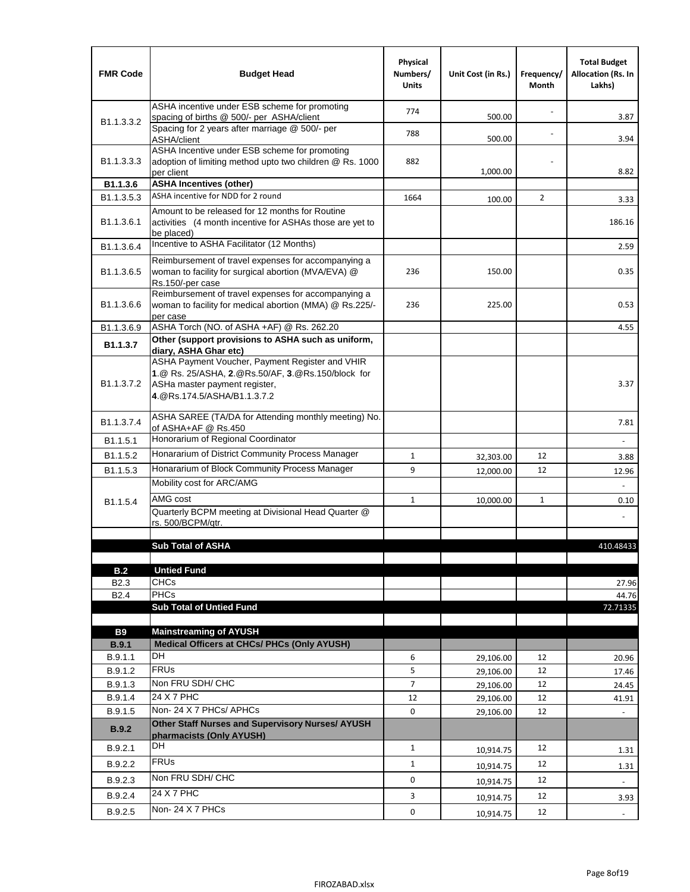| FMR Code | Budget Head | Physical Numbers/ Units | Unit Cost (in Rs.) | Frequency/ Month | Total Budget Allocation (Rs. In Lakhs) |
|---|---|---|---|---|---|
| B1.1.3.3.2 | ASHA incentive under ESB scheme for promoting spacing of births @ 500/- per ASHA/client | 774 | 500.00 | - | 3.87 |
| | Spacing for 2 years after marriage @ 500/- per ASHA/client | 788 | 500.00 | - | 3.94 |
| B1.1.3.3.3 | ASHA Incentive under ESB scheme for promoting adoption of limiting method upto two children @ Rs. 1000 per client | 882 | 1,000.00 | - | 8.82 |
| **B1.1.3.6** | **ASHA Incentives (other)** | | | | |
| B1.1.3.5.3 | ASHA incentive for NDD for 2 round | 1664 | 100.00 | 2 | 3.33 |
| B1.1.3.6.1 | Amount to be released for 12 months for Routine activities (4 month incentive for ASHAs those are yet to be placed) | | | | 186.16 |
| B1.1.3.6.4 | Incentive to ASHA Facilitator (12 Months) | | | | 2.59 |
| B1.1.3.6.5 | Reimbursement of travel expenses for accompanying a woman to facility for surgical abortion (MVA/EVA) @ Rs.150/-per case | 236 | 150.00 | | 0.35 |
| B1.1.3.6.6 | Reimbursement of travel expenses for accompanying a woman to facility for medical abortion (MMA) @ Rs.225/- per case | 236 | 225.00 | | 0.53 |
| B1.1.3.6.9 | ASHA Torch (NO. of ASHA +AF) @ Rs. 262.20 | | | | 4.55 |
| **B1.1.3.7** | **Other (support provisions to ASHA such as uniform, diary, ASHA Ghar etc)** | | | | |
| B1.1.3.7.2 | ASHA Payment Voucher, Payment Register and VHIR **1**.@ Rs. 25/ASHA, **2**.@Rs.50/AF, **3**.@Rs.150/block for ASHa master payment register, **4**.@Rs.174.5/ASHA/B1.1.3.7.2 | | | | 3.37 |
| B1.1.3.7.4 | ASHA SAREE (TA/DA for Attending monthly meeting) No. of ASHA+AF @ Rs.450 | | | | 7.81 |
| B1.1.5.1 | Honorarium of Regional Coordinator | | | | - |
| B1.1.5.2 | Honararium of District Community Process Manager | 1 | 32,303.00 | 12 | 3.88 |
| B1.1.5.3 | Honararium of Block Community Process Manager | 9 | 12,000.00 | 12 | 12.96 |
| B1.1.5.4 | Mobility cost for ARC/AMG | | | | - |
| | AMG cost | 1 | 10,000.00 | 1 | 0.10 |
| | Quarterly BCPM meeting at Divisional Head Quarter @ rs. 500/BCPM/qtr. | | | | - |
| | | | | | |
| | **Sub Total of ASHA** | | | | 410.48433 |
| | | | | | |
| **B.2** | **Untied Fund** | | | | |
| B2.3 | CHCs | | | | 27.96 |
| B2.4 | PHCs | | | | 44.76 |
| | **Sub Total of Untied Fund** | | | | 72.71335 |
| | | | | | |
| **B9** | **Mainstreaming of AYUSH** | | | | |
| **B.9.1** | **Medical Officers at CHCs/ PHCs (Only AYUSH)** | | | | |
| B.9.1.1 | DH | 6 | 29,106.00 | 12 | 20.96 |
| B.9.1.2 | FRUs | 5 | 29,106.00 | 12 | 17.46 |
| B.9.1.3 | Non FRU SDH/ CHC | 7 | 29,106.00 | 12 | 24.45 |
| B.9.1.4 | 24 X 7 PHC | 12 | 29,106.00 | 12 | 41.91 |
| B.9.1.5 | Non- 24 X 7 PHCs/ APHCs | 0 | 29,106.00 | 12 | - |
| **B.9.2** | **Other Staff Nurses and Supervisory Nurses/ AYUSH pharmacists (Only AYUSH)** | | | | |
| B.9.2.1 | DH | 1 | 10,914.75 | 12 | 1.31 |
| B.9.2.2 | FRUs | 1 | 10,914.75 | 12 | 1.31 |
| B.9.2.3 | Non FRU SDH/ CHC | 0 | 10,914.75 | 12 | - |
| B.9.2.4 | 24 X 7 PHC | 3 | 10,914.75 | 12 | 3.93 |
| B.9.2.5 | Non- 24 X 7 PHCs | 0 | 10,914.75 | 12 | - |

FIROZABAD.xlsx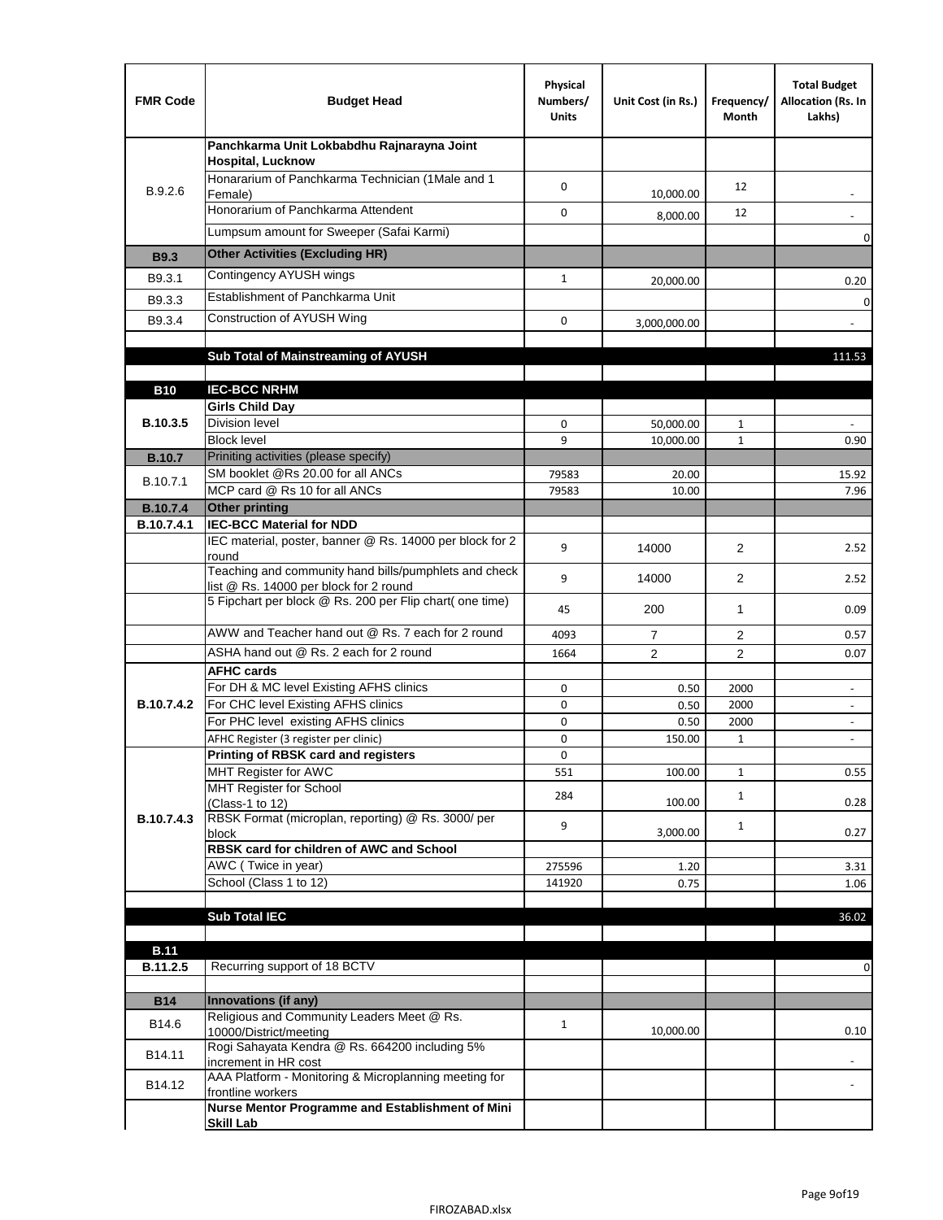| FMR Code | Budget Head | Physical Numbers/ Units | Unit Cost (in Rs.) | Frequency/ Month | Total Budget Allocation (Rs. In Lakhs) |
|---|---|---|---|---|---|
| B.9.2.6 | **Panchkarma Unit Lokbabdhu Rajnarayna Joint Hospital, Lucknow** | | | | |
| | Honararium of Panchkarma Technician (1Male and 1 Female) | 0 | 10,000.00 | 12 | - |
| | Honorarium of Panchkarma Attendent | 0 | 8,000.00 | 12 | - |
| | Lumpsum amount for Sweeper (Safai Karmi) | | | | 0 |
| **B9.3** | **Other Activities (Excluding HR)** | | | | |
| B9.3.1 | Contingency AYUSH wings | 1 | 20,000.00 | | 0.20 |
| B9.3.3 | Establishment of Panchkarma Unit | | | | 0 |
| B9.3.4 | Construction of AYUSH Wing | 0 | 3,000,000.00 | | - |
| | | | | | |
| | **Sub Total of Mainstreaming of AYUSH** | | | | 111.53 |
| | | | | | |
| **B10** | **IEC-BCC NRHM** | | | | |
| **B.10.3.5** | **Girls Child Day** | | | | |
| | Division level | 0 | 50,000.00 | 1 | - |
| | Block level | 9 | 10,000.00 | 1 | 0.90 |
| **B.10.7** | Priniting activities (please specify) | | | | |
| B.10.7.1 | SM booklet @Rs 20.00 for all ANCs | 79583 | 20.00 | | 15.92 |
| | MCP card @ Rs 10 for all ANCs | 79583 | 10.00 | | 7.96 |
| **B.10.7.4** | **Other printing** | | | | |
| **B.10.7.4.1** | **IEC-BCC Material for NDD** | | | | |
| | IEC material, poster, banner @ Rs. 14000 per block for 2 round | 9 | 14000 | 2 | 2.52 |
| | Teaching and community hand bills/pumphlets and check list @ Rs. 14000 per block for 2 round | 9 | 14000 | 2 | 2.52 |
| | 5 Fipchart per block @ Rs. 200 per Flip chart( one time) | 45 | 200 | 1 | 0.09 |
| | AWW and Teacher hand out @ Rs. 7 each for 2 round | 4093 | 7 | 2 | 0.57 |
| | ASHA hand out @ Rs. 2 each for 2 round | 1664 | 2 | 2 | 0.07 |
| **B.10.7.4.2** | **AFHC cards** | | | | |
| | For DH & MC level Existing AFHS clinics | 0 | 0.50 | 2000 | - |
| | For CHC level Existing AFHS clinics | 0 | 0.50 | 2000 | - |
| | For PHC level existing AFHS clinics | 0 | 0.50 | 2000 | - |
| | AFHC Register (3 register per clinic) | 0 | 150.00 | 1 | - |
| **B.10.7.4.3** | **Printing of RBSK card and registers** | 0 | | | |
| | MHT Register for AWC | 551 | 100.00 | 1 | 0.55 |
| | MHT Register for School (Class-1 to 12) | 284 | 100.00 | 1 | 0.28 |
| | RBSK Format (microplan, reporting) @ Rs. 3000/ per block | 9 | 3,000.00 | 1 | 0.27 |
| | **RBSK card for children of AWC and School** | | | | |
| | AWC ( Twice in year) | 275596 | 1.20 | | 3.31 |
| | School (Class 1 to 12) | 141920 | 0.75 | | 1.06 |
| | | | | | |
| | **Sub Total IEC** | | | | 36.02 |
| | | | | | |
| **B.11** | | | | | |
| **B.11.2.5** | Recurring support of 18 BCTV | | | | 0 |
| | | | | | |
| **B14** | **Innovations (if any)** | | | | |
| B14.6 | Religious and Community Leaders Meet @ Rs. 10000/District/meeting | 1 | 10,000.00 | | 0.10 |
| B14.11 | Rogi Sahayata Kendra @ Rs. 664200 including 5% increment in HR cost | | | | - |
| B14.12 | AAA Platform - Monitoring & Microplanning meeting for frontline workers | | | | - |
| | **Nurse Mentor Programme and Establishment of Mini Skill Lab** | | | | |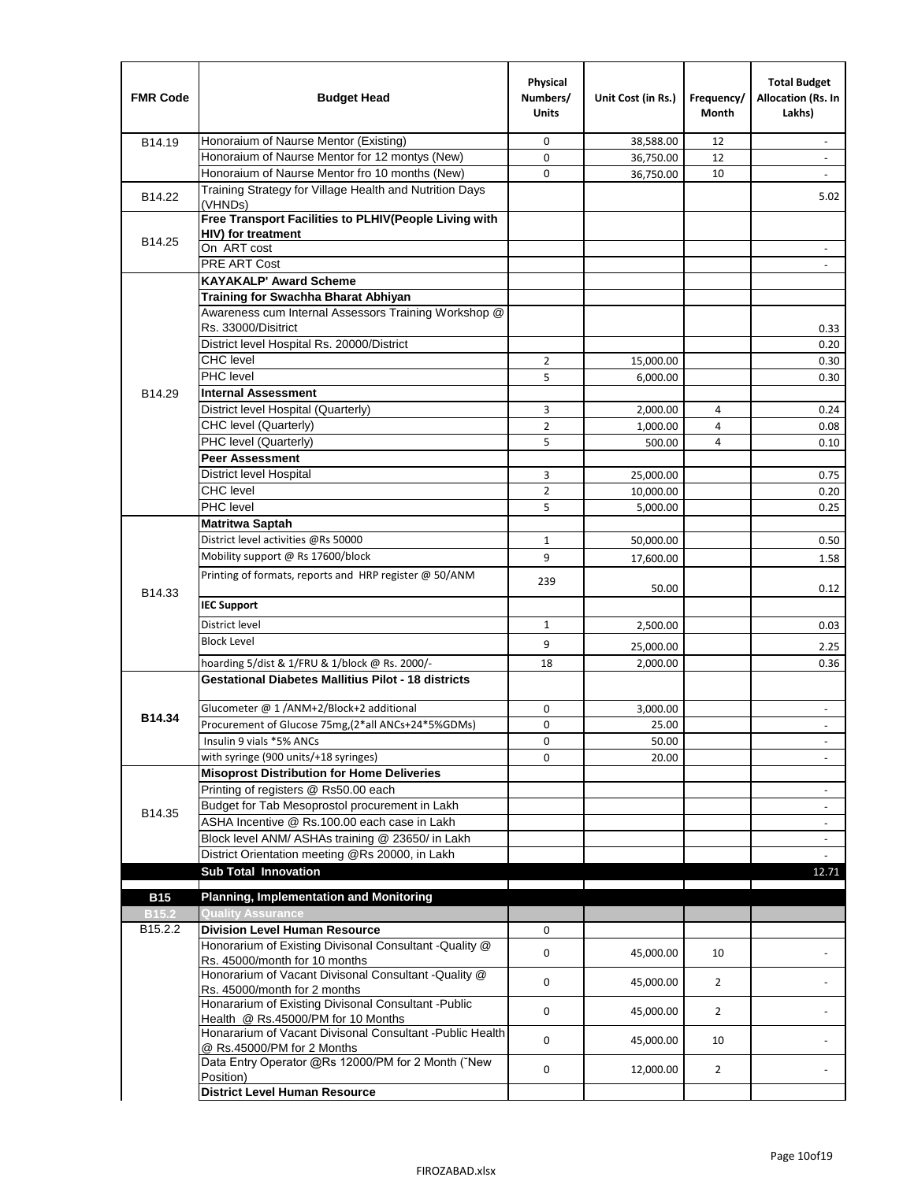| FMR Code | Budget Head | Physical Numbers/ Units | Unit Cost (in Rs.) | Frequency/ Month | Total Budget Allocation (Rs. In Lakhs) |
|---|---|---|---|---|---|
| B14.19 | Honoraium of Naurse Mentor (Existing) | 0 | 38,588.00 | 12 | - |
| | Honoraium of Naurse Mentor for 12 montys (New) | 0 | 36,750.00 | 12 | - |
| | Honoraium of Naurse Mentor fro 10 months (New) | 0 | 36,750.00 | 10 | - |
| B14.22 | Training Strategy for Village Health and Nutrition Days (VHNDs) | | | | 5.02 |
| B14.25 | **Free Transport Facilities to PLHIV(People Living with HIV) for treatment** | | | | |
| | On ART cost | | | | - |
| | PRE ART Cost | | | | - |
| B14.29 | **KAYAKALP' Award Scheme** | | | | |
| | **Training for Swachha Bharat Abhiyan** | | | | |
| | Awareness cum Internal Assessors Training Workshop @ Rs. 33000/Disitrict | | | | 0.33 |
| | District level Hospital Rs. 20000/District | | | | 0.20 |
| | CHC level | 2 | 15,000.00 | | 0.30 |
| | PHC level | 5 | 6,000.00 | | 0.30 |
| | **Internal Assessment** | | | | |
| | District level Hospital (Quarterly) | 3 | 2,000.00 | 4 | 0.24 |
| | CHC level (Quarterly) | 2 | 1,000.00 | 4 | 0.08 |
| | PHC level (Quarterly) | 5 | 500.00 | 4 | 0.10 |
| | **Peer Assessment** | | | | |
| | District level Hospital | 3 | 25,000.00 | | 0.75 |
| | CHC level | 2 | 10,000.00 | | 0.20 |
| | PHC level | 5 | 5,000.00 | | 0.25 |
| B14.33 | **Matritwa Saptah** | | | | |
| | District level activities @Rs 50000 | 1 | 50,000.00 | | 0.50 |
| | Mobility support @ Rs 17600/block | 9 | 17,600.00 | | 1.58 |
| | Printing of formats, reports and HRP register @ 50/ANM | 239 | 50.00 | | 0.12 |
| | **IEC Support** | | | | |
| | District level | 1 | 2,500.00 | | 0.03 |
| | Block Level | 9 | 25,000.00 | | 2.25 |
| | hoarding 5/dist & 1/FRU & 1/block @ Rs. 2000/- | 18 | 2,000.00 | | 0.36 |
| **B14.34** | **Gestational Diabetes Mallitius Pilot - 18 districts** | | | | |
| | Glucometer @ 1 /ANM+2/Block+2 additional | 0 | 3,000.00 | | - |
| | Procurement of Glucose 75mg,(2*all ANCs+24*5%GDMs) | 0 | 25.00 | | - |
| | Insulin 9 vials *5% ANCs | 0 | 50.00 | | - |
| | with syringe (900 units/+18 syringes) | 0 | 20.00 | | - |
| B14.35 | **Misoprost Distribution for Home Deliveries** | | | | |
| | Printing of registers @ Rs50.00 each | | | | - |
| | Budget for Tab Mesoprostol procurement in Lakh | | | | - |
| | ASHA Incentive @ Rs.100.00 each case in Lakh | | | | - |
| | Block level ANM/ ASHAs training @ 23650/ in Lakh | | | | - |
| | District Orientation meeting @Rs 20000, in Lakh | | | | - |
| | **Sub Total Innovation** | | | | 12.71 |
| **B15** | **Planning, Implementation and Monitoring** | | | | |
| **B15.2** | **Quality Assurance** | | | | |
| B15.2.2 | **Division Level Human Resource** | 0 | | | |
| | Honorarium of Existing Divisonal Consultant -Quality @ Rs. 45000/month for 10 months | 0 | 45,000.00 | 10 | - |
| | Honorarium of Vacant Divisonal Consultant -Quality @ Rs. 45000/month for 2 months | 0 | 45,000.00 | 2 | - |
| | Honararium of Existing Divisonal Consultant -Public Health @ Rs.45000/PM for 10 Months | 0 | 45,000.00 | 2 | - |
| | Honararium of Vacant Divisonal Consultant -Public Health @ Rs.45000/PM for 2 Months | 0 | 45,000.00 | 10 | - |
| | Data Entry Operator @Rs 12000/PM for 2 Month (˜New Position) | 0 | 12,000.00 | 2 | - |
| | **District Level Human Resource** | | | | |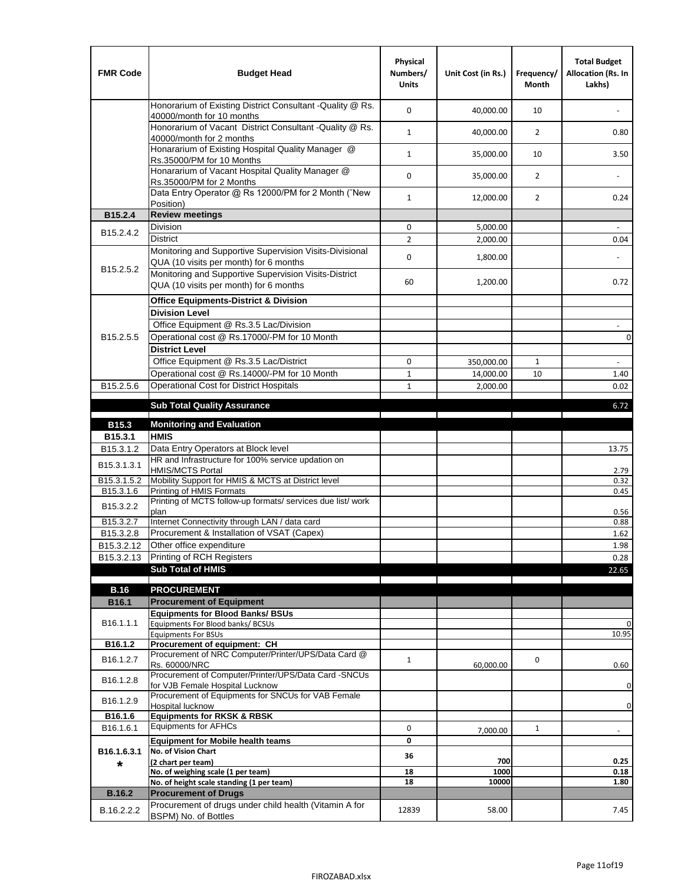| FMR Code | Budget Head | Physical Numbers/ Units | Unit Cost (in Rs.) | Frequency/ Month | Total Budget Allocation (Rs. In Lakhs) |
|---|---|---|---|---|---|
| | Honorarium of Existing District Consultant -Quality @ Rs. 40000/month for 10 months | 0 | 40,000.00 | 10 | - |
| | Honorarium of Vacant District Consultant -Quality @ Rs. 40000/month for 2 months | 1 | 40,000.00 | 2 | 0.80 |
| | Honorarium of Existing Hospital Quality Manager @ Rs.35000/PM for 10 Months | 1 | 35,000.00 | 10 | 3.50 |
| | Honorarium of Vacant Hospital Quality Manager @ Rs.35000/PM for 2 Months | 0 | 35,000.00 | 2 | - |
| | Data Entry Operator @ Rs 12000/PM for 2 Month (˜New Position) | 1 | 12,000.00 | 2 | 0.24 |
| **B15.2.4** | **Review meetings** | | | | |
| B15.2.4.2 | Division | 0 | 5,000.00 | | - |
| | District | 2 | 2,000.00 | | 0.04 |
| B15.2.5.2 | Monitoring and Supportive Supervision Visits-Divisional QUA (10 visits per month) for 6 months | 0 | 1,800.00 | | - |
| | Monitoring and Supportive Supervision Visits-District QUA (10 visits per month) for 6 months | 60 | 1,200.00 | | 0.72 |
| B15.2.5.5 | **Office Equipments-District & Division** | | | | |
| | **Division Level** | | | | |
| | Office Equipment @ Rs.3.5 Lac/Division | | | | - |
| | Operational cost @ Rs.17000/-PM for 10 Month | | | | 0 |
| | **District Level** | | | | |
| | Office Equipment @ Rs.3.5 Lac/District | 0 | 350,000.00 | 1 | - |
| | Operational cost @ Rs.14000/-PM for 10 Month | 1 | 14,000.00 | 10 | 1.40 |
| B15.2.5.6 | Operational Cost for District Hospitals | 1 | 2,000.00 | | 0.02 |
| | **Sub Total Quality Assurance** | | | | 6.72 |
| **B15.3** | **Monitoring and Evaluation** | | | | |
| **B15.3.1** | **HMIS** | | | | |
| B15.3.1.2 | Data Entry Operators at Block level | | | | 13.75 |
| B15.3.1.3.1 | HR and Infrastructure for 100% service updation on HMIS/MCTS Portal | | | | 2.79 |
| B15.3.1.5.2 | Mobility Support for HMIS & MCTS at District level | | | | 0.32 |
| B15.3.1.6 | Printing of HMIS Formats | | | | 0.45 |
| B15.3.2.2 | Printing of MCTS follow-up formats/ services due list/ work plan | | | | 0.56 |
| B15.3.2.7 | Internet Connectivity through LAN / data card | | | | 0.88 |
| B15.3.2.8 | Procurement & Installation of VSAT (Capex) | | | | 1.62 |
| B15.3.2.12 | Other office expenditure | | | | 1.98 |
| B15.3.2.13 | Printing of RCH Registers | | | | 0.28 |
| | **Sub Total of HMIS** | | | | 22.65 |
| **B.16** | **PROCUREMENT** | | | | |
| **B16.1** | **Procurement of Equipment** | | | | |
| B16.1.1.1 | **Equipments for Blood Banks/ BSUs** | | | | |
| | Equipments For Blood banks/ BCSUs | | | | 0 |
| | Equipments For BSUs | | | | 10.95 |
| **B16.1.2** | **Procurement of equipment: CH** | | | | |
| B16.1.2.7 | Procurement of NRC Computer/Printer/UPS/Data Card @ Rs. 60000/NRC | 1 | 60,000.00 | 0 | 0.60 |
| B16.1.2.8 | Procurement of Computer/Printer/UPS/Data Card -SNCUs for VJB Female Hospital Lucknow | | | | 0 |
| B16.1.2.9 | Procurement of Equipments for SNCUs for VAB Female Hospital lucknow | | | | 0 |
| **B16.1.6** | **Equipments for RKSK & RBSK** | | | | |
| B16.1.6.1 | Equipments for AFHCs | 0 | 7,000.00 | 1 | - |
| B16.1.6.3.1 * | **Equipment for Mobile health teams** | 0 | | | |
| | **No. of Vision Chart (2 chart per team)** | 36 | 700 | | 0.25 |
| | **No. of weighing scale (1 per team)** | 18 | 1000 | | 0.18 |
| | **No. of height scale standing (1 per team)** | 18 | 10000 | | 1.80 |
| **B.16.2** | **Procurement of Drugs** | | | | |
| B.16.2.2.2 | Procurement of drugs under child health (Vitamin A for BSPM) No. of Bottles | 12839 | 58.00 | | 7.45 |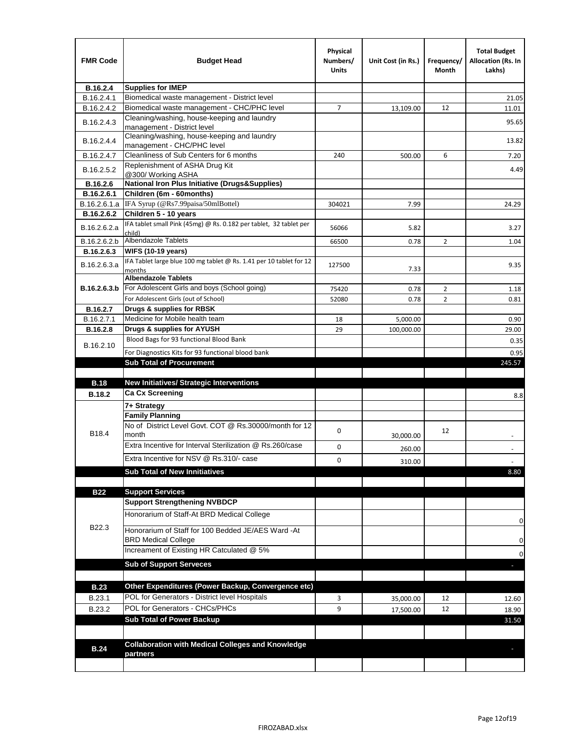| FMR Code | Budget Head | Physical Numbers/ Units | Unit Cost (in Rs.) | Frequency/ Month | Total Budget Allocation (Rs. In Lakhs) |
|---|---|---|---|---|---|
| **B.16.2.4** | **Supplies for IMEP** | | | | |
| B.16.2.4.1 | Biomedical waste management - District level | | | | 21.05 |
| B.16.2.4.2 | Biomedical waste management - CHC/PHC level | 7 | 13,109.00 | 12 | 11.01 |
| B.16.2.4.3 | Cleaning/washing, house-keeping and laundry management - District level | | | | 95.65 |
| B.16.2.4.4 | Cleaning/washing, house-keeping and laundry management - CHC/PHC level | | | | 13.82 |
| B.16.2.4.7 | Cleanliness of Sub Centers for 6 months | 240 | 500.00 | 6 | 7.20 |
| B.16.2.5.2 | Replenishment of ASHA Drug Kit @300/ Working ASHA | | | | 4.49 |
| **B.16.2.6** | **National Iron Plus Initiative (Drugs&Supplies)** | | | | |
| **B.16.2.6.1** | **Children (6m - 60months)** | | | | |
| B.16.2.6.1.a | IFA Syrup (@Rs7.99paisa/50mlBottel) | 304021 | 7.99 | | 24.29 |
| **B.16.2.6.2** | **Children 5 - 10 years** | | | | |
| B.16.2.6.2.a | IFA tablet small Pink (45mg) @ Rs. 0.182 per tablet, 32 tablet per child) | 56066 | 5.82 | | 3.27 |
| B.16.2.6.2.b | Albendazole Tablets | 66500 | 0.78 | 2 | 1.04 |
| **B.16.2.6.3** | **WIFS (10-19 years)** | | | | |
| B.16.2.6.3.a | IFA Tablet large blue 100 mg tablet @ Rs. 1.41 per 10 tablet for 12 months | 127500 | 7.33 | | 9.35 |
| **B.16.2.6.3.b** | **Albendazole Tablets** | | | | |
| | For Adolescent Girls and boys (School going) | 75420 | 0.78 | 2 | 1.18 |
| | For Adolescent Girls (out of School) | 52080 | 0.78 | 2 | 0.81 |
| **B.16.2.7** | **Drugs & supplies for RBSK** | | | | |
| B.16.2.7.1 | Medicine for Mobile health team | 18 | 5,000.00 | | 0.90 |
| **B.16.2.8** | **Drugs & supplies for AYUSH** | 29 | 100,000.00 | | 29.00 |
| B.16.2.10 | Blood Bags for 93 functional Blood Bank | | | | 0.35 |
| | For Diagnostics Kits for 93 functional blood bank | | | | 0.95 |
| | **Sub Total of Procurement** | | | | 245.57 |
| | | | | | |
| **B.18** | **New Initiatives/ Strategic Interventions** | | | | |
| **B.18.2** | **Ca Cx Screening** | | | | 8.8 |
| B18.4 | **7+ Strategy** | | | | |
| | **Family Planning** | | | | |
| | No of District Level Govt. COT @ Rs.30000/month for 12 month | 0 | 30,000.00 | 12 | - |
| | Extra Incentive for Interval Sterilization @ Rs.260/case | 0 | 260.00 | | - |
| | Extra Incentive for NSV @ Rs.310/- case | 0 | 310.00 | | - |
| | **Sub Total of New Innitiatives** | | | | 8.80 |
| | | | | | |
| **B22** | **Support Services** | | | | |
| B22.3 | **Support Strengthening NVBDCP** | | | | |
| | Honorarium of Staff-At BRD Medical College | | | | 0 |
| | Honorarium of Staff for 100 Bedded JE/AES Ward -At BRD Medical College | | | | 0 |
| | Increament of Existing HR Catculated @ 5% | | | | 0 |
| | **Sub of Support Serveces** | | | | - |
| | | | | | |
| **B.23** | **Other Expenditures (Power Backup, Convergence etc)** | | | | |
| B.23.1 | POL for Generators - District level Hospitals | 3 | 35,000.00 | 12 | 12.60 |
| B.23.2 | POL for Generators - CHCs/PHCs | 9 | 17,500.00 | 12 | 18.90 |
| | **Sub Total of Power Backup** | | | | 31.50 |
| | | | | | |
| **B.24** | **Collaboration with Medical Colleges and Knowledge partners** | | | | - |
| | | | | | |

FIROZABAD.xlsx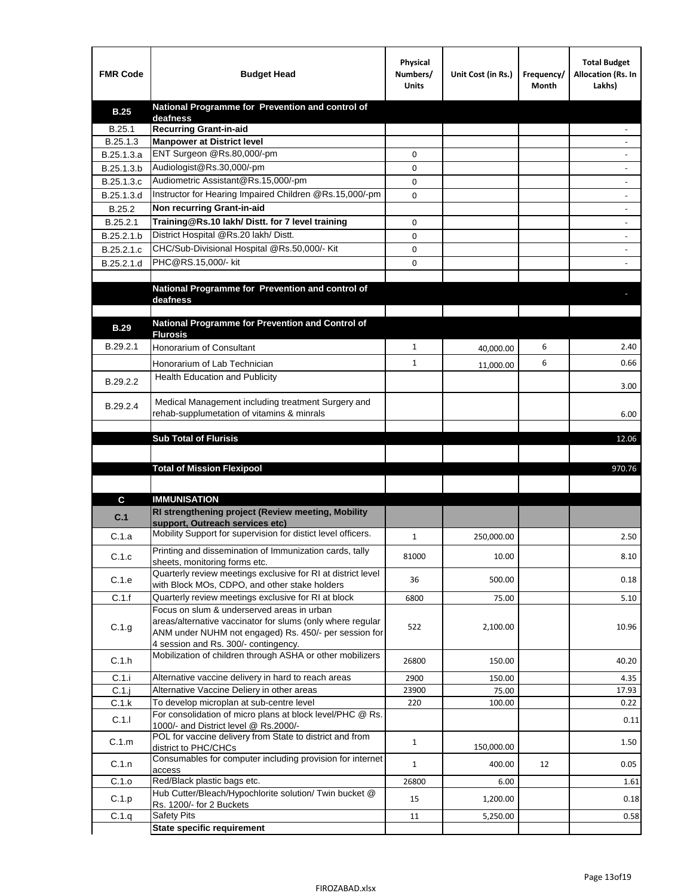| FMR Code | Budget Head | Physical Numbers/ Units | Unit Cost (in Rs.) | Frequency/ Month | Total Budget Allocation (Rs. In Lakhs) |
|---|---|---|---|---|---|
| **B.25** | **National Programme for Prevention and control of deafness** | | | | |
| B.25.1 | **Recurring Grant-in-aid** | | | | - |
| B.25.1.3 | **Manpower at District level** | | | | - |
| B.25.1.3.a | ENT Surgeon @Rs.80,000/-pm | 0 | | | - |
| B.25.1.3.b | Audiologist@Rs.30,000/-pm | 0 | | | - |
| B.25.1.3.c | Audiometric Assistant@Rs.15,000/-pm | 0 | | | - |
| B.25.1.3.d | Instructor for Hearing Impaired Children @Rs.15,000/-pm | 0 | | | - |
| B.25.2 | **Non recurring Grant-in-aid** | | | | - |
| B.25.2.1 | **Training@Rs.10 lakh/ Distt. for 7 level training** | 0 | | | - |
| B.25.2.1.b | District Hospital @Rs.20 lakh/ Distt. | 0 | | | - |
| B.25.2.1.c | CHC/Sub-Divisional Hospital @Rs.50,000/- Kit | 0 | | | - |
| B.25.2.1.d | PHC@RS.15,000/- kit | 0 | | | - |
| | | | | | |
| | **National Programme for Prevention and control of deafness** | | | | - |
| | | | | | |
| **B.29** | **National Programme for Prevention and Control of Flurosis** | | | | |
| B.29.2.1 | Honorarium of Consultant | 1 | 40,000.00 | 6 | 2.40 |
| | Honorarium of Lab Technician | 1 | 11,000.00 | 6 | 0.66 |
| B.29.2.2 | Health Education and Publicity | | | | 3.00 |
| B.29.2.4 | Medical Management including treatment Surgery and rehab-supplumetation of vitamins & minrals | | | | 6.00 |
| | | | | | |
| | **Sub Total of Flurisis** | | | | 12.06 |
| | | | | | |
| | **Total of Mission Flexipool** | | | | 970.76 |
| | | | | | |
| **C** | **IMMUNISATION** | | | | |
| **C.1** | **RI strengthening project (Review meeting, Mobility support, Outreach services etc)** | | | | |
| C.1.a | Mobility Support for supervision for distict level officers. | 1 | 250,000.00 | | 2.50 |
| C.1.c | Printing and dissemination of Immunization cards, tally sheets, monitoring forms etc. | 81000 | 10.00 | | 8.10 |
| C.1.e | Quarterly review meetings exclusive for RI at district level with Block MOs, CDPO, and other stake holders | 36 | 500.00 | | 0.18 |
| C.1.f | Quarterly review meetings exclusive for RI at block | 6800 | 75.00 | | 5.10 |
| C.1.g | Focus on slum & underserved areas in urban areas/alternative vaccinator for slums (only where regular ANM under NUHM not engaged) Rs. 450/- per session for 4 session and Rs. 300/- contingency. | 522 | 2,100.00 | | 10.96 |
| C.1.h | Mobilization of children through ASHA or other mobilizers | 26800 | 150.00 | | 40.20 |
| C.1.i | Alternative vaccine delivery in hard to reach areas | 2900 | 150.00 | | 4.35 |
| C.1.j | Alternative Vaccine Deliery in other areas | 23900 | 75.00 | | 17.93 |
| C.1.k | To develop microplan at sub-centre level | 220 | 100.00 | | 0.22 |
| C.1.l | For consolidation of micro plans at block level/PHC @ Rs. 1000/- and District level @ Rs.2000/- | | | | 0.11 |
| C.1.m | POL for vaccine delivery from State to district and from district to PHC/CHCs | 1 | 150,000.00 | | 1.50 |
| C.1.n | Consumables for computer including provision for internet access | 1 | 400.00 | 12 | 0.05 |
| C.1.o | Red/Black plastic bags etc. | 26800 | 6.00 | | 1.61 |
| C.1.p | Hub Cutter/Bleach/Hypochlorite solution/ Twin bucket @ Rs. 1200/- for 2 Buckets | 15 | 1,200.00 | | 0.18 |
| C.1.q | Safety Pits | 11 | 5,250.00 | | 0.58 |
| | **State specific requirement** | | | | |

FIROZABAD.xlsx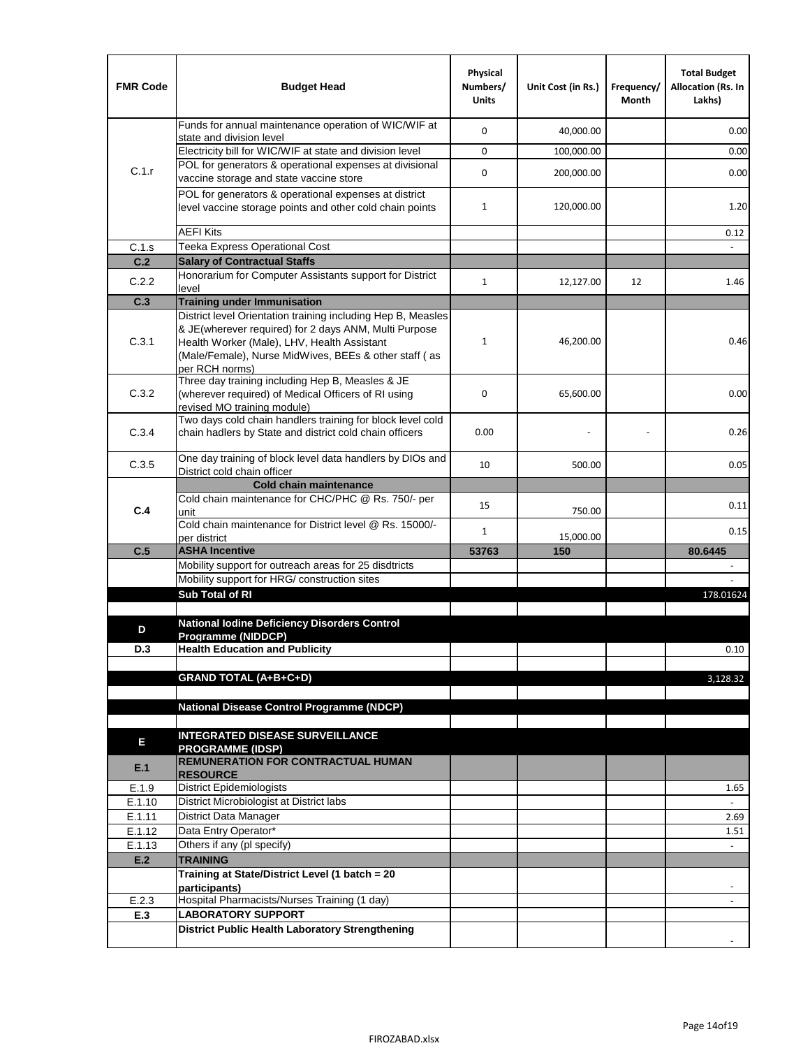| FMR Code | Budget Head | Physical Numbers/ Units | Unit Cost (in Rs.) | Frequency/ Month | Total Budget Allocation (Rs. In Lakhs) |
|---|---|---|---|---|---|
| C.1.r | Funds for annual maintenance operation of WIC/WIF at state and division level | 0 | 40,000.00 | | 0.00 |
| | Electricity bill for WIC/WIF at state and division level | 0 | 100,000.00 | | 0.00 |
| | POL for generators & operational expenses at divisional vaccine storage and state vaccine store | 0 | 200,000.00 | | 0.00 |
| | POL for generators & operational expenses at district level vaccine storage points and other cold chain points | 1 | 120,000.00 | | 1.20 |
| | AEFI Kits | | | | 0.12 |
| C.1.s | Teeka Express Operational Cost | | | | - |
| **C.2** | **Salary of Contractual Staffs** | | | | |
| C.2.2 | Honorarium for Computer Assistants support for District level | 1 | 12,127.00 | 12 | 1.46 |
| **C.3** | **Training under Immunisation** | | | | |
| C.3.1 | District level Orientation training including Hep B, Measles & JE(wherever required) for 2 days ANM, Multi Purpose Health Worker (Male), LHV, Health Assistant (Male/Female), Nurse MidWives, BEEs & other staff ( as per RCH norms) | 1 | 46,200.00 | | 0.46 |
| C.3.2 | Three day training including Hep B, Measles & JE (wherever required) of Medical Officers of RI using revised MO training module) | 0 | 65,600.00 | | 0.00 |
| C.3.4 | Two days cold chain handlers training for block level cold chain hadlers by State and district cold chain officers | 0.00 | - | - | 0.26 |
| C.3.5 | One day training of block level data handlers by DIOs and District cold chain officer | 10 | 500.00 | | 0.05 |
| **C.4** | **Cold chain maintenance** | | | | |
| | Cold chain maintenance for CHC/PHC @ Rs. 750/- per unit | 15 | 750.00 | | 0.11 |
| | Cold chain maintenance for District level @ Rs. 15000/- per district | 1 | 15,000.00 | | 0.15 |
| **C.5** | **ASHA Incentive** | **53763** | **150** | | **80.6445** |
| | Mobility support for outreach areas for 25 disdtricts | | | | - |
| | Mobility support for HRG/ construction sites | | | | - |
| | **Sub Total of RI** | | | | 178.01624 |
| | | | | | |
| **D** | **National Iodine Deficiency Disorders Control Programme (NIDDCP)** | | | | |
| **D.3** | **Health Education and Publicity** | | | | 0.10 |
| | | | | | |
| | **GRAND TOTAL (A+B+C+D)** | | | | 3,128.32 |
| | | | | | |
| | **National Disease Control Programme (NDCP)** | | | | |
| | | | | | |
| **E** | **INTEGRATED DISEASE SURVEILLANCE PROGRAMME (IDSP)** | | | | |
| **E.1** | **REMUNERATION FOR CONTRACTUAL HUMAN RESOURCE** | | | | |
| E.1.9 | District Epidemiologists | | | | 1.65 |
| E.1.10 | District Microbiologist at District labs | | | | - |
| E.1.11 | District Data Manager | | | | 2.69 |
| E.1.12 | Data Entry Operator* | | | | 1.51 |
| E.1.13 | Others if any (pl specify) | | | | - |
| **E.2** | **TRAINING** | | | | |
| | **Training at State/District Level (1 batch = 20 participants)** | | | | - |
| E.2.3 | Hospital Pharmacists/Nurses Training (1 day) | | | | - |
| **E.3** | **LABORATORY SUPPORT** | | | | |
| | **District Public Health Laboratory Strengthening** | | | | - |

FIROZABAD.xlsx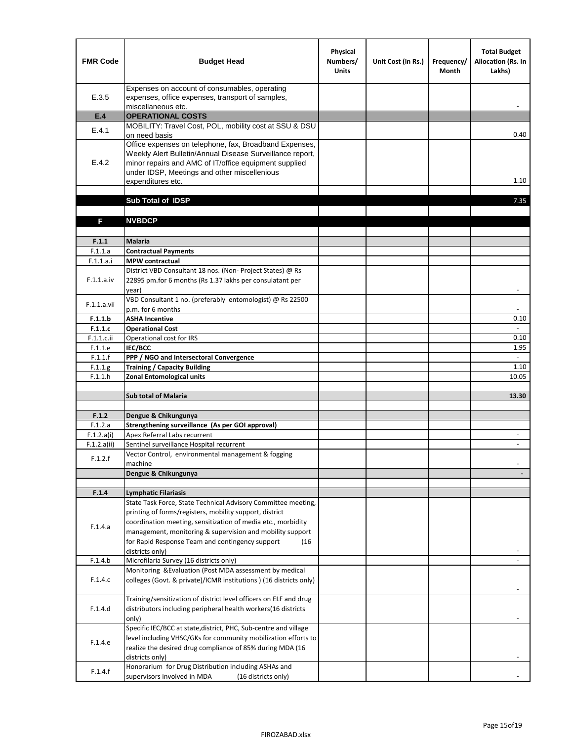| FMR Code | Budget Head | Physical Numbers/ Units | Unit Cost (in Rs.) | Frequency/ Month | Total Budget Allocation (Rs. In Lakhs) |
|---|---|---|---|---|---|
| E.3.5 | Expenses on account of consumables, operating expenses, office expenses, transport of samples, miscellaneous etc. | | | | - |
| **E.4** | **OPERATIONAL COSTS** | | | | |
| E.4.1 | MOBILITY: Travel Cost, POL, mobility cost at SSU & DSU on need basis | | | | 0.40 |
| E.4.2 | Office expenses on telephone, fax, Broadband Expenses, Weekly Alert Bulletin/Annual Disease Surveillance report, minor repairs and AMC of IT/office equipment supplied under IDSP, Meetings and other miscellenious expenditures etc. | | | | 1.10 |
| | | | | | |
| | **Sub Total of IDSP** | | | | 7.35 |
| | | | | | |
| **F** | **NVBDCP** | | | | |
| | | | | | |
| **F.1.1** | **Malaria** | | | | |
| F.1.1.a | **Contractual Payments** | | | | |
| F.1.1.a.i | **MPW contractual** | | | | |
| F.1.1.a.iv | District VBD Consultant 18 nos. (Non- Project States) @ Rs 22895 pm.for 6 months (Rs 1.37 lakhs per consulatant per year) | | | | - |
| F.1.1.a.vii | VBD Consultant 1 no. (preferably entomologist) @ Rs 22500 p.m. for 6 months | | | | - |
| **F.1.1.b** | **ASHA Incentive** | | | | 0.10 |
| **F.1.1.c** | **Operational Cost** | | | | - |
| F.1.1.c.ii | Operational cost for IRS | | | | 0.10 |
| F.1.1.e | **IEC/BCC** | | | | 1.95 |
| F.1.1.f | **PPP / NGO and Intersectoral Convergence** | | | | - |
| F.1.1.g | **Training / Capacity Building** | | | | 1.10 |
| F.1.1.h | **Zonal Entomological units** | | | | 10.05 |
| | | | | | |
| | **Sub total of Malaria** | | | | **13.30** |
| | | | | | |
| **F.1.2** | **Dengue & Chikungunya** | | | | |
| F.1.2.a | **Strengthening surveillance (As per GOI approval)** | | | | |
| F.1.2.a(i) | Apex Referral Labs recurrent | | | | - |
| F.1.2.a(ii) | Sentinel surveillance Hospital recurrent | | | | - |
| F.1.2.f | Vector Control, environmental management & fogging machine | | | | - |
| | **Dengue & Chikungunya** | | | | **-** |
| | | | | | |
| **F.1.4** | **Lymphatic Filariasis** | | | | |
| F.1.4.a | State Task Force, State Technical Advisory Committee meeting, printing of forms/registers, mobility support, district coordination meeting, sensitization of media etc., morbidity management, monitoring & supervision and mobility support for Rapid Response Team and contingency support (16 districts only) | | | | - |
| F.1.4.b | Microfilaria Survey (16 districts only) | | | | - |
| F.1.4.c | Monitoring &Evaluation (Post MDA assessment by medical colleges (Govt. & private)/ICMR institutions ) (16 districts only) | | | | - |
| F.1.4.d | Training/sensitization of district level officers on ELF and drug distributors including peripheral health workers(16 districts only) | | | | - |
| F.1.4.e | Specific IEC/BCC at state,district, PHC, Sub-centre and village level including VHSC/GKs for community mobilization efforts to realize the desired drug compliance of 85% during MDA (16 districts only) | | | | - |
| F.1.4.f | Honorarium for Drug Distribution including ASHAs and supervisors involved in MDA (16 districts only) | | | | - |

FIROZABAD.xlsx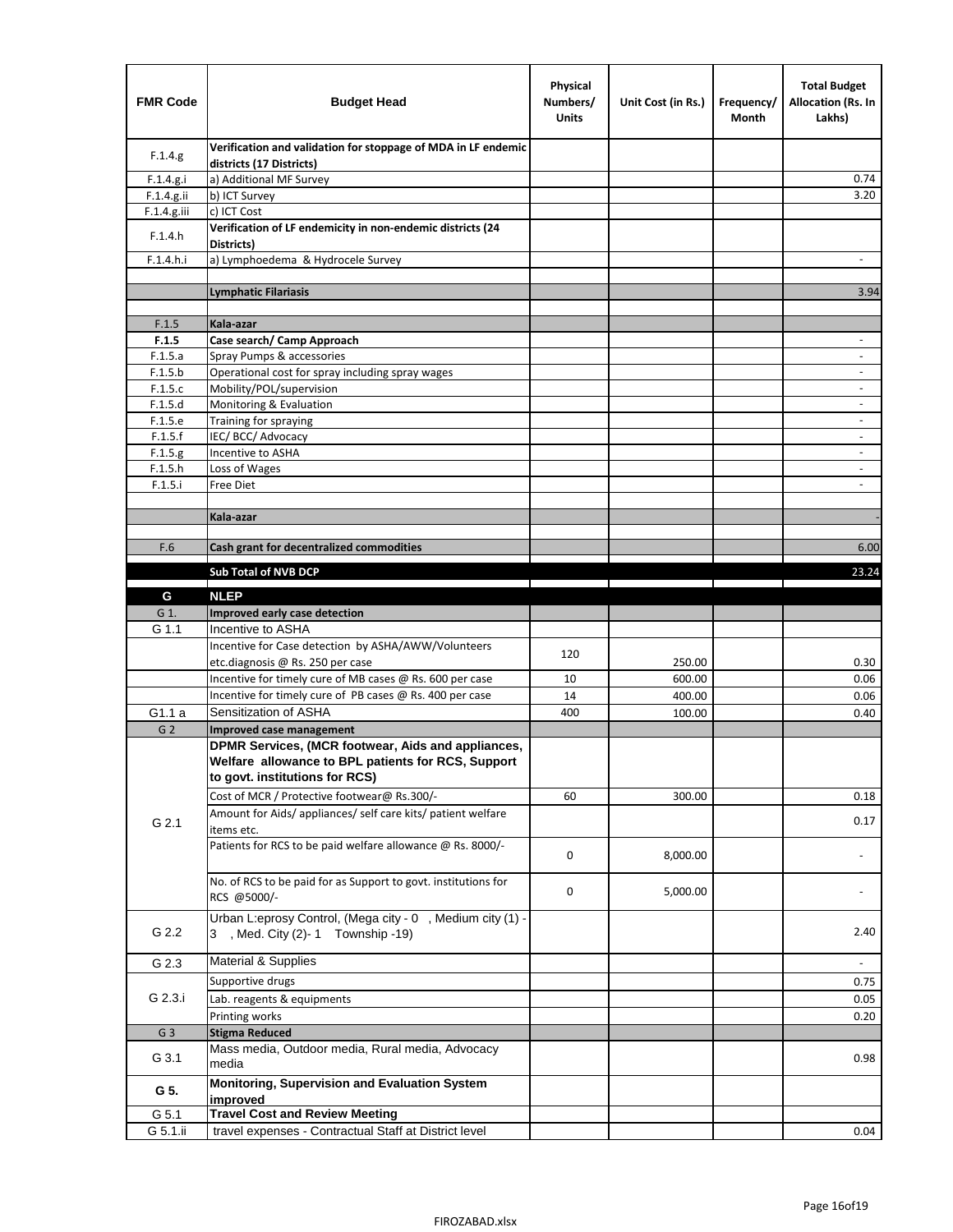| FMR Code | Budget Head | Physical Numbers/ Units | Unit Cost (in Rs.) | Frequency/ Month | Total Budget Allocation (Rs. In Lakhs) |
|---|---|---|---|---|---|
| F.1.4.g | **Verification and validation for stoppage of MDA in LF endemic districts (17 Districts)** | | | | |
| F.1.4.g.i | a) Additional MF Survey | | | | 0.74 |
| F.1.4.g.ii | b) ICT Survey | | | | 3.20 |
| F.1.4.g.iii | c) ICT Cost | | | | |
| F.1.4.h | **Verification of LF endemicity in non-endemic districts (24 Districts)** | | | | |
| F.1.4.h.i | a) Lymphoedema & Hydrocele Survey | | | | - |
| | | | | | |
| | **Lymphatic Filariasis** | | | | 3.94 |
| | | | | | |
| F.1.5 | **Kala-azar** | | | | |
| **F.1.5** | **Case search/ Camp Approach** | | | | - |
| F.1.5.a | Spray Pumps & accessories | | | | - |
| F.1.5.b | Operational cost for spray including spray wages | | | | - |
| F.1.5.c | Mobility/POL/supervision | | | | - |
| F.1.5.d | Monitoring & Evaluation | | | | - |
| F.1.5.e | Training for spraying | | | | - |
| F.1.5.f | IEC/ BCC/ Advocacy | | | | - |
| F.1.5.g | Incentive to ASHA | | | | - |
| F.1.5.h | Loss of Wages | | | | - |
| F.1.5.i | Free Diet | | | | - |
| | | | | | |
| | **Kala-azar** | | | | - |
| | | | | | |
| F.6 | **Cash grant for decentralized commodities** | | | | 6.00 |
| | **Sub Total of NVB DCP** | | | | 23.24 |
| **G** | **NLEP** | | | | |
| G 1. | **Improved early case detection** | | | | |
| G 1.1 | Incentive to ASHA | | | | |
| | Incentive for Case detection by ASHA/AWW/Volunteers etc.diagnosis @ Rs. 250 per case | 120 | 250.00 | | 0.30 |
| | Incentive for timely cure of MB cases @ Rs. 600 per case | 10 | 600.00 | | 0.06 |
| | Incentive for timely cure of PB cases @ Rs. 400 per case | 14 | 400.00 | | 0.06 |
| G1.1 a | Sensitization of ASHA | 400 | 100.00 | | 0.40 |
| G 2 | **Improved case management** | | | | |
| G 2.1 | **DPMR Services, (MCR footwear, Aids and appliances, Welfare allowance to BPL patients for RCS, Support to govt. institutions for RCS)** | | | | |
| | Cost of MCR / Protective footwear@ Rs.300/- | 60 | 300.00 | | 0.18 |
| | Amount for Aids/ appliances/ self care kits/ patient welfare items etc. | | | | 0.17 |
| | Patients for RCS to be paid welfare allowance @ Rs. 8000/- | 0 | 8,000.00 | | - |
| | No. of RCS to be paid for as Support to govt. institutions for RCS @5000/- | 0 | 5,000.00 | | - |
| G 2.2 | Urban L:eprosy Control, (Mega city - 0 , Medium city (1) - 3 , Med. City (2)- 1 Township -19) | | | | 2.40 |
| G 2.3 | Material & Supplies | | | | - |
| G 2.3.i | Supportive drugs | | | | 0.75 |
| | Lab. reagents & equipments | | | | 0.05 |
| | Printing works | | | | 0.20 |
| G 3 | **Stigma Reduced** | | | | |
| G 3.1 | Mass media, Outdoor media, Rural media, Advocacy media | | | | 0.98 |
| **G 5.** | **Monitoring, Supervision and Evaluation System improved** | | | | |
| G 5.1 | **Travel Cost and Review Meeting** | | | | |
| G 5.1.ii | travel expenses - Contractual Staff at District level | | | | 0.04 |

FIROZABAD.xlsx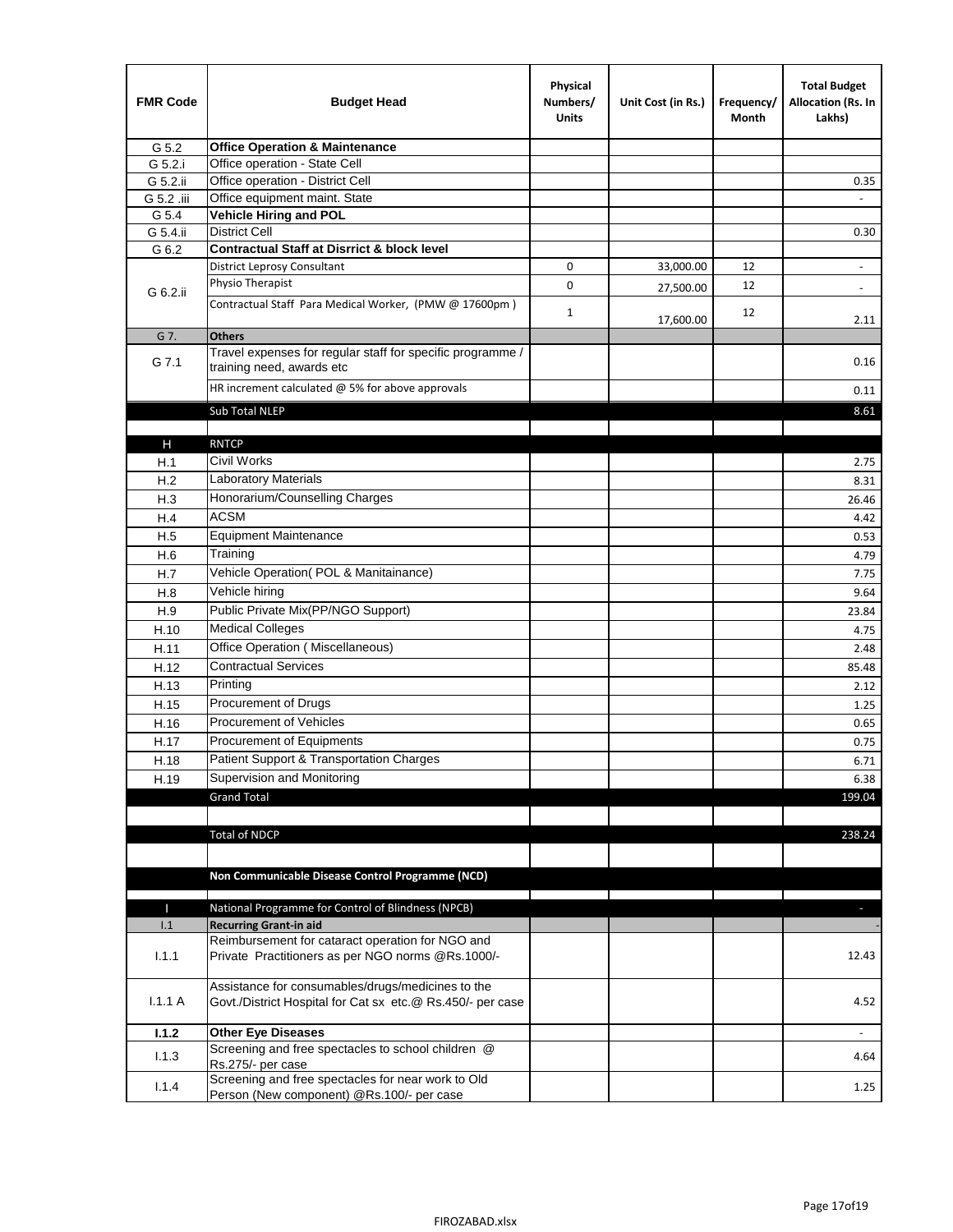| FMR Code | Budget Head | Physical Numbers/ Units | Unit Cost (in Rs.) | Frequency/ Month | Total Budget Allocation (Rs. In Lakhs) |
|---|---|---|---|---|---|
| G 5.2 | **Office Operation & Maintenance** | | | | |
| G 5.2.i | Office operation - State Cell | | | | |
| G 5.2.ii | Office operation - District Cell | | | | 0.35 |
| G 5.2 .iii | Office equipment maint. State | | | | - |
| G 5.4 | **Vehicle Hiring and POL** | | | | |
| G 5.4.ii | District Cell | | | | 0.30 |
| G 6.2 | **Contractual Staff at Disrrict & block level** | | | | |
| G 6.2.ii | District Leprosy Consultant | 0 | 33,000.00 | 12 | - |
| | Physio Therapist | 0 | 27,500.00 | 12 | - |
| | Contractual Staff Para Medical Worker, (PMW @ 17600pm ) | 1 | 17,600.00 | 12 | 2.11 |
| G 7. | **Others** | | | | |
| G 7.1 | Travel expenses for regular staff for specific programme / training need, awards etc | | | | 0.16 |
| | HR increment calculated @ 5% for above approvals | | | | 0.11 |
| | Sub Total NLEP | | | | 8.61 |
| | | | | | |
| H | RNTCP | | | | |
| H.1 | Civil Works | | | | 2.75 |
| H.2 | Laboratory Materials | | | | 8.31 |
| H.3 | Honorarium/Counselling Charges | | | | 26.46 |
| H.4 | ACSM | | | | 4.42 |
| H.5 | Equipment Maintenance | | | | 0.53 |
| H.6 | Training | | | | 4.79 |
| H.7 | Vehicle Operation( POL & Manitainance) | | | | 7.75 |
| H.8 | Vehicle hiring | | | | 9.64 |
| H.9 | Public Private Mix(PP/NGO Support) | | | | 23.84 |
| H.10 | Medical Colleges | | | | 4.75 |
| H.11 | Office Operation ( Miscellaneous) | | | | 2.48 |
| H.12 | Contractual Services | | | | 85.48 |
| H.13 | Printing | | | | 2.12 |
| H.15 | Procurement of Drugs | | | | 1.25 |
| H.16 | Procurement of Vehicles | | | | 0.65 |
| H.17 | Procurement of Equipments | | | | 0.75 |
| H.18 | Patient Support & Transportation Charges | | | | 6.71 |
| H.19 | Supervision and Monitoring | | | | 6.38 |
| | Grand Total | | | | 199.04 |
| | | | | | |
| | Total of NDCP | | | | 238.24 |
| | | | | | |
| | **Non Communicable Disease Control Programme (NCD)** | | | | |
| | | | | | |
| I | National Programme for Control of Blindness (NPCB) | | | | - |
| I.1 | **Recurring Grant-in aid** | | | | - |
| I.1.1 | Reimbursement for cataract operation for NGO and Private Practitioners as per NGO norms @Rs.1000/- | | | | 12.43 |
| I.1.1 A | Assistance for consumables/drugs/medicines to the Govt./District Hospital for Cat sx etc.@ Rs.450/- per case | | | | 4.52 |
| **I.1.2** | **Other Eye Diseases** | | | | - |
| I.1.3 | Screening and free spectacles to school children @ Rs.275/- per case | | | | 4.64 |
| I.1.4 | Screening and free spectacles for near work to Old Person (New component) @Rs.100/- per case | | | | 1.25 |

FIROZABAD.xlsx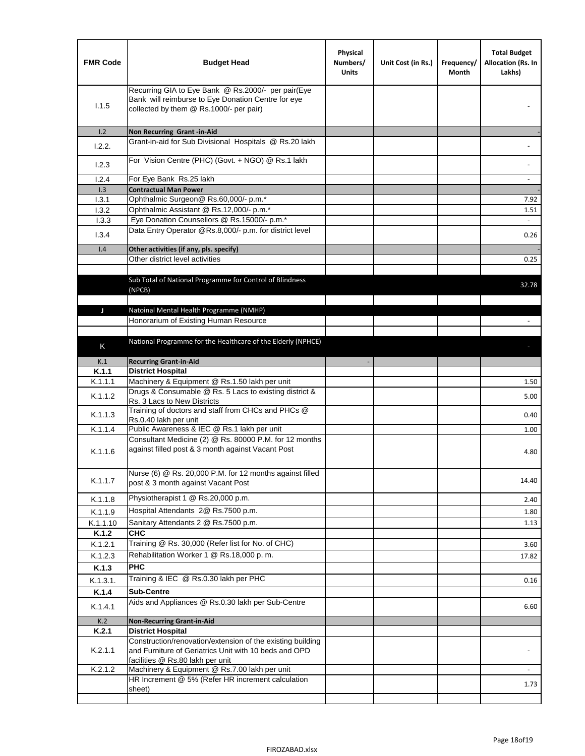| FMR Code | Budget Head | Physical Numbers/ Units | Unit Cost (in Rs.) | Frequency/ Month | Total Budget Allocation (Rs. In Lakhs) |
|---|---|---|---|---|---|
| I.1.5 | Recurring GIA to Eye Bank @ Rs.2000/- per pair(Eye Bank will reimburse to Eye Donation Centre for eye collected by them @ Rs.1000/- per pair) | | | | - |
| I.2 | **Non Recurring Grant -in-Aid** | | | | - |
| I.2.2. | Grant-in-aid for Sub Divisional Hospitals @ Rs.20 lakh | | | | - |
| I.2.3 | For Vision Centre (PHC) (Govt. + NGO) @ Rs.1 lakh | | | | - |
| I.2.4 | For Eye Bank Rs.25 lakh | | | | - |
| I.3 | **Contractual Man Power** | | | | - |
| I.3.1 | Ophthalmic Surgeon@ Rs.60,000/- p.m.* | | | | 7.92 |
| I.3.2 | Ophthalmic Assistant @ Rs.12,000/- p.m.* | | | | 1.51 |
| I.3.3 | Eye Donation Counsellors @ Rs.15000/- p.m.* | | | | - |
| I.3.4 | Data Entry Operator @Rs.8,000/- p.m. for district level | | | | 0.26 |
| I.4 | **Other activities (if any, pls. specify)** | | | | - |
| | Other district level activities | | | | 0.25 |
| | | | | | |
| | Sub Total of National Programme for Control of Blindness (NPCB) | | | | 32.78 |
| | | | | | |
| J | Natoinal Mental Health Programme (NMHP) | | | | |
| | Honorarium of Existing Human Resource | | | | - |
| | | | | | |
| K | National Programme for the Healthcare of the Elderly (NPHCE) | | | | - |
| K.1 | **Recurring Grant-in-Aid** | - | | | |
| **K.1.1** | **District Hospital** | | | | |
| K.1.1.1 | Machinery & Equipment @ Rs.1.50 lakh per unit | | | | 1.50 |
| K.1.1.2 | Drugs & Consumable @ Rs. 5 Lacs to existing district & Rs. 3 Lacs to New Districts | | | | 5.00 |
| K.1.1.3 | Training of doctors and staff from CHCs and PHCs @ Rs.0.40 lakh per unit | | | | 0.40 |
| K.1.1.4 | Public Awareness & IEC @ Rs.1 lakh per unit | | | | 1.00 |
| K.1.1.6 | Consultant Medicine (2) @ Rs. 80000 P.M. for 12 months against filled post & 3 month against Vacant Post | | | | 4.80 |
| K.1.1.7 | Nurse (6) @ Rs. 20,000 P.M. for 12 months against filled post & 3 month against Vacant Post | | | | 14.40 |
| K.1.1.8 | Physiotherapist 1 @ Rs.20,000 p.m. | | | | 2.40 |
| K.1.1.9 | Hospital Attendants 2@ Rs.7500 p.m. | | | | 1.80 |
| K.1.1.10 | Sanitary Attendants 2 @ Rs.7500 p.m. | | | | 1.13 |
| **K.1.2** | **CHC** | | | | |
| K.1.2.1 | Training @ Rs. 30,000 (Refer list for No. of CHC) | | | | 3.60 |
| K.1.2.3 | Rehabilitation Worker 1 @ Rs.18,000 p. m. | | | | 17.82 |
| **K.1.3** | **PHC** | | | | |
| K.1.3.1. | Training & IEC @ Rs.0.30 lakh per PHC | | | | 0.16 |
| **K.1.4** | **Sub-Centre** | | | | |
| K.1.4.1 | Aids and Appliances @ Rs.0.30 lakh per Sub-Centre | | | | 6.60 |
| K.2 | **Non-Recurring Grant-in-Aid** | | | | |
| **K.2.1** | **District Hospital** | | | | |
| K.2.1.1 | Construction/renovation/extension of the existing building and Furniture of Geriatrics Unit with 10 beds and OPD facilities @ Rs.80 lakh per unit | | | | - |
| K.2.1.2 | Machinery & Equipment @ Rs.7.00 lakh per unit | | | | - |
| | HR Increment @ 5% (Refer HR increment calculation sheet) | | | | 1.73 |
| | | | | | |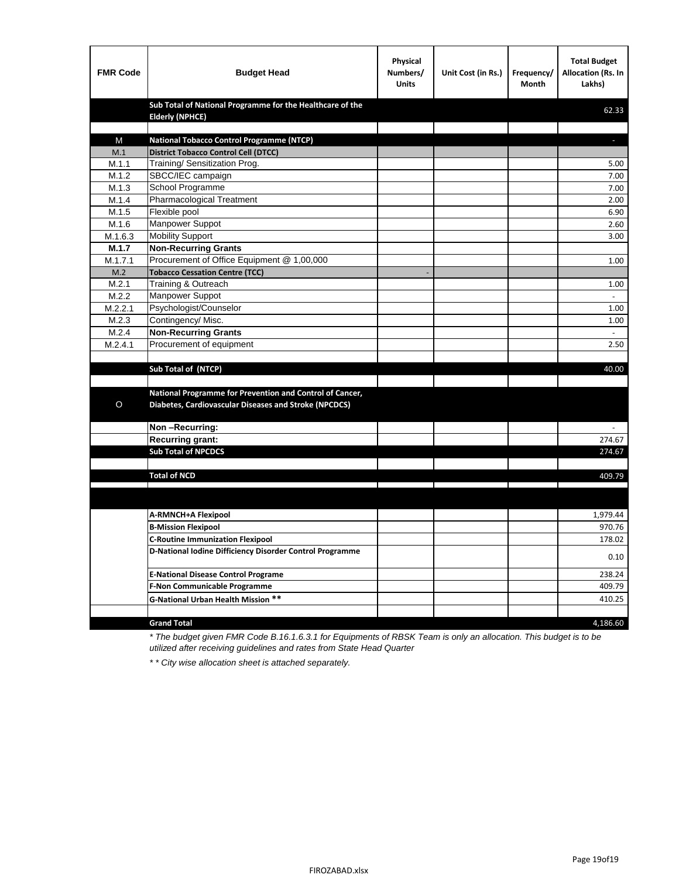| FMR Code | Budget Head | Physical Numbers/ Units | Unit Cost (in Rs.) | Frequency/ Month | Total Budget Allocation (Rs. In Lakhs) |
|---|---|---|---|---|---|
| | **Sub Total of National Programme for the Healthcare of the Elderly (NPHCE)** | | | | 62.33 |
| | | | | | |
| M | **National Tobacco Control Programme (NTCP)** | | | | - |
| M.1 | **District Tobacco Control Cell (DTCC)** | | | | |
| M.1.1 | Training/ Sensitization Prog. | | | | 5.00 |
| M.1.2 | SBCC/IEC campaign | | | | 7.00 |
| M.1.3 | School Programme | | | | 7.00 |
| M.1.4 | Pharmacological Treatment | | | | 2.00 |
| M.1.5 | Flexible pool | | | | 6.90 |
| M.1.6 | Manpower Suppot | | | | 2.60 |
| M.1.6.3 | Mobility Support | | | | 3.00 |
| **M.1.7** | **Non-Recurring Grants** | | | | |
| M.1.7.1 | Procurement of Office Equipment @ 1,00,000 | | | | 1.00 |
| M.2 | **Tobacco Cessation Centre (TCC)** | - | | | |
| M.2.1 | Training & Outreach | | | | 1.00 |
| M.2.2 | Manpower Suppot | | | | - |
| M.2.2.1 | Psychologist/Counselor | | | | 1.00 |
| M.2.3 | Contingency/ Misc. | | | | 1.00 |
| M.2.4 | **Non-Recurring Grants** | | | | - |
| M.2.4.1 | Procurement of equipment | | | | 2.50 |
| | | | | | |
| | **Sub Total of (NTCP)** | | | | 40.00 |
| | | | | | |
| O | **National Programme for Prevention and Control of Cancer, Diabetes, Cardiovascular Diseases and Stroke (NPCDCS)** | | | | |
| | **Non –Recurring:** | | | | - |
| | **Recurring grant:** | | | | 274.67 |
| | **Sub Total of NPCDCS** | | | | 274.67 |
| | | | | | |
| | **Total of NCD** | | | | 409.79 |
| | | | | | |
| | **A-RMNCH+A Flexipool** | | | | 1,979.44 |
| | **B-Mission Flexipool** | | | | 970.76 |
| | **C-Routine Immunization Flexipool** | | | | 178.02 |
| | **D-National Iodine Difficiency Disorder Control Programme** | | | | 0.10 |
| | **E-National Disease Control Programe** | | | | 238.24 |
| | **F-Non Communicable Programme** | | | | 409.79 |
| | **G-National Urban Health Mission \*\*** | | | | 410.25 |
| | | | | | |
| | **Grand Total** | | | | 4,186.60 |

*\* The budget given FMR Code B.16.1.6.3.1 for Equipments of RBSK Team is only an allocation. This budget is to be utilized after receiving guidelines and rates from State Head Quarter*

*\* \* City wise allocation sheet is attached separately.*

FIROZABAD.xlsx